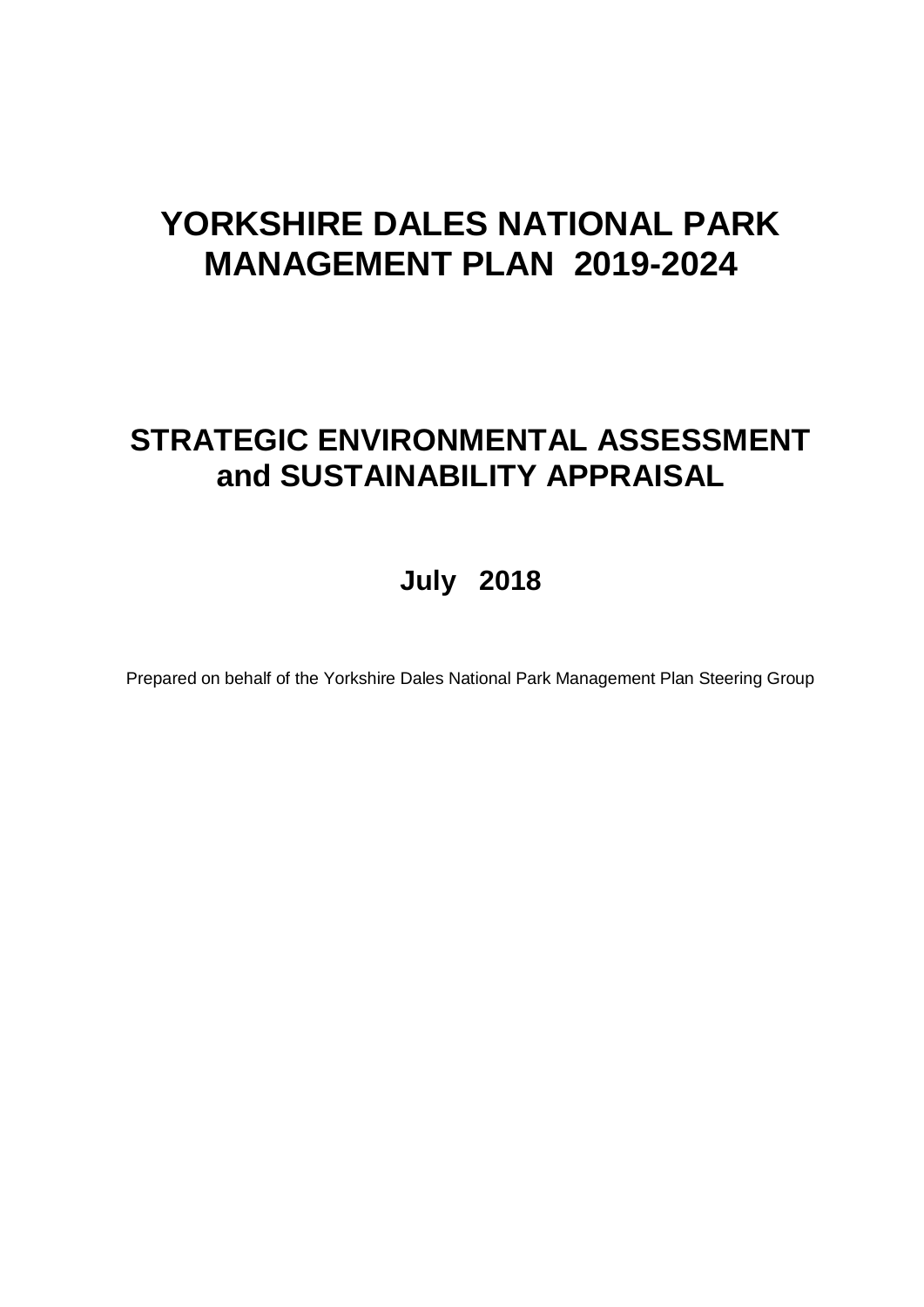# YORKSHIRE DALES NATIONAL PARK MANAGEMENT PLAN 2019-2024

## STRATEGIC ENVIRONMENTAL ASSESSMENT and SUSTAINABILITY APPRAISAL

### July 2018

Prepared on behalf of the Yorkshire Dales National Park Management Plan Steering Group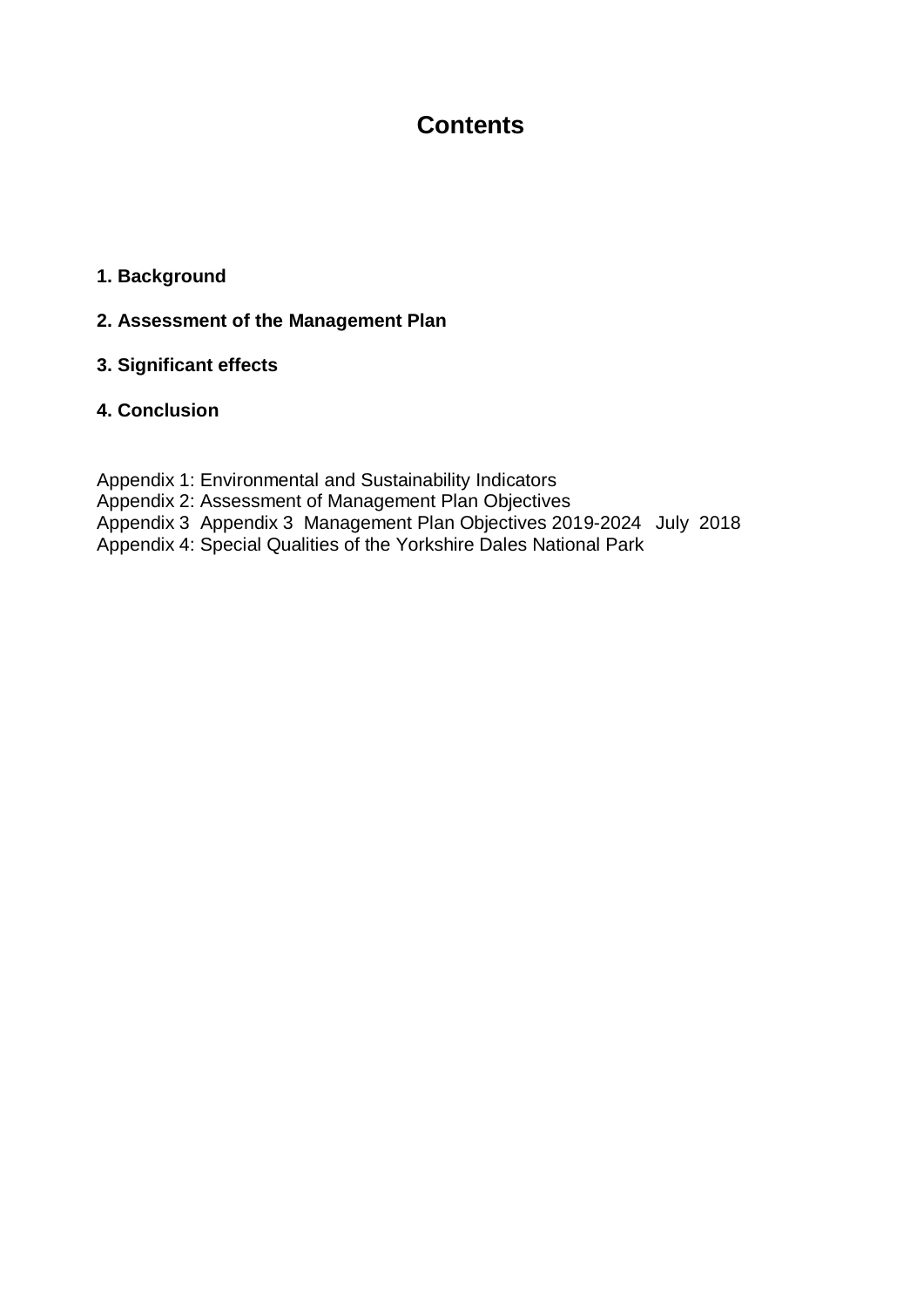# Contents

**1. Background**

**2. Assessment of the Management Plan**

**3. Significant effects**

**4. Conclusion**

Appendix 1: Environmental and Sustainability Indicators
Appendix 2: Assessment of Management Plan Objectives
Appendix 3 Appendix 3 Management Plan Objectives 2019-2024 July 2018
Appendix 4: Special Qualities of the Yorkshire Dales National Park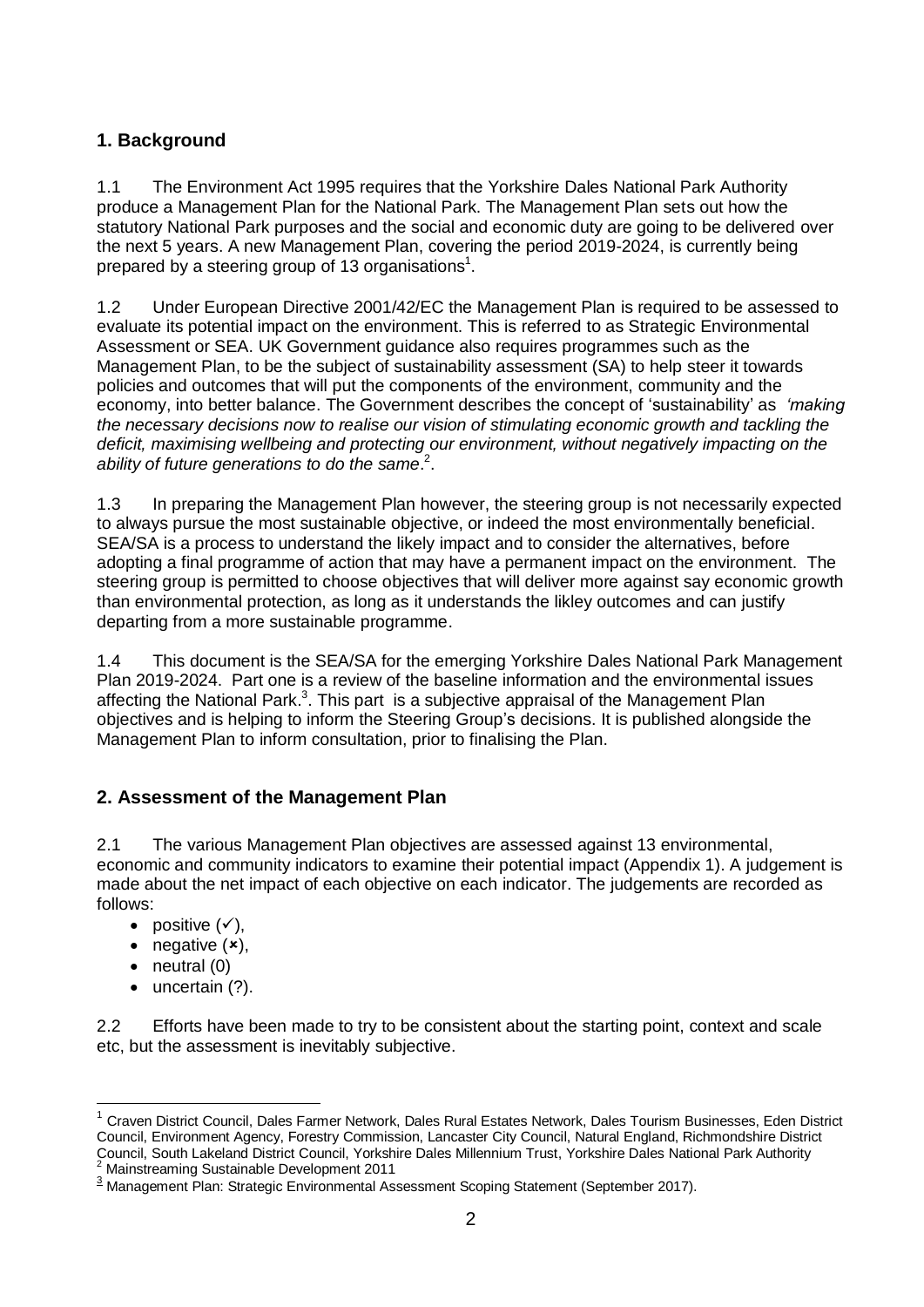## 1. Background

1.1 The Environment Act 1995 requires that the Yorkshire Dales National Park Authority produce a Management Plan for the National Park. The Management Plan sets out how the statutory National Park purposes and the social and economic duty are going to be delivered over the next 5 years. A new Management Plan, covering the period 2019-2024, is currently being prepared by a steering group of 13 organisations[1].

1.2 Under European Directive 2001/42/EC the Management Plan is required to be assessed to evaluate its potential impact on the environment. This is referred to as Strategic Environmental Assessment or SEA. UK Government guidance also requires programmes such as the Management Plan, to be the subject of sustainability assessment (SA) to help steer it towards policies and outcomes that will put the components of the environment, community and the economy, into better balance. The Government describes the concept of 'sustainability' as *'making the necessary decisions now to realise our vision of stimulating economic growth and tackling the deficit, maximising wellbeing and protecting our environment, without negatively impacting on the ability of future generations to do the same*.[2].

1.3 In preparing the Management Plan however, the steering group is not necessarily expected to always pursue the most sustainable objective, or indeed the most environmentally beneficial. SEA/SA is a process to understand the likely impact and to consider the alternatives, before adopting a final programme of action that may have a permanent impact on the environment. The steering group is permitted to choose objectives that will deliver more against say economic growth than environmental protection, as long as it understands the likley outcomes and can justify departing from a more sustainable programme.

1.4 This document is the SEA/SA for the emerging Yorkshire Dales National Park Management Plan 2019-2024. Part one is a review of the baseline information and the environmental issues affecting the National Park.[3]. This part is a subjective appraisal of the Management Plan objectives and is helping to inform the Steering Group's decisions. It is published alongside the Management Plan to inform consultation, prior to finalising the Plan.

## 2. Assessment of the Management Plan

2.1 The various Management Plan objectives are assessed against 13 environmental, economic and community indicators to examine their potential impact (Appendix 1). A judgement is made about the net impact of each objective on each indicator. The judgements are recorded as follows:

- positive (✓),
- negative (✗),
- neutral (0)
- uncertain (?).

2.2 Efforts have been made to try to be consistent about the starting point, context and scale etc, but the assessment is inevitably subjective.

---

[1] Craven District Council, Dales Farmer Network, Dales Rural Estates Network, Dales Tourism Businesses, Eden District Council, Environment Agency, Forestry Commission, Lancaster City Council, Natural England, Richmondshire District Council, South Lakeland District Council, Yorkshire Dales Millennium Trust, Yorkshire Dales National Park Authority

[2] Mainstreaming Sustainable Development 2011

[3] Management Plan: Strategic Environmental Assessment Scoping Statement (September 2017).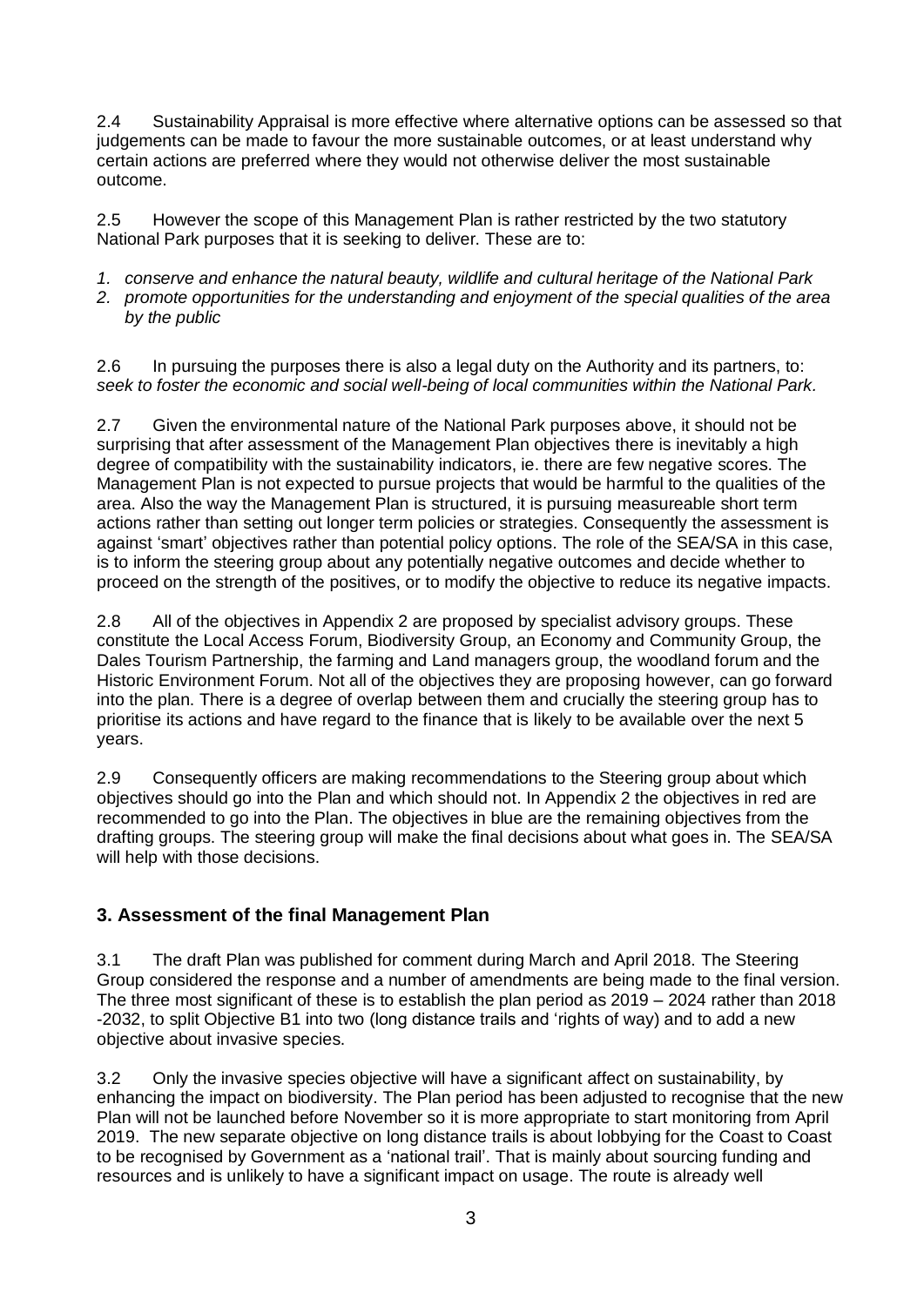2.4 Sustainability Appraisal is more effective where alternative options can be assessed so that judgements can be made to favour the more sustainable outcomes, or at least understand why certain actions are preferred where they would not otherwise deliver the most sustainable outcome.

2.5 However the scope of this Management Plan is rather restricted by the two statutory National Park purposes that it is seeking to deliver. These are to:

1. *conserve and enhance the natural beauty, wildlife and cultural heritage of the National Park*
2. *promote opportunities for the understanding and enjoyment of the special qualities of the area by the public*

2.6 In pursuing the purposes there is also a legal duty on the Authority and its partners, to: *seek to foster the economic and social well-being of local communities within the National Park.*

2.7 Given the environmental nature of the National Park purposes above, it should not be surprising that after assessment of the Management Plan objectives there is inevitably a high degree of compatibility with the sustainability indicators, ie. there are few negative scores. The Management Plan is not expected to pursue projects that would be harmful to the qualities of the area. Also the way the Management Plan is structured, it is pursuing measureable short term actions rather than setting out longer term policies or strategies. Consequently the assessment is against 'smart' objectives rather than potential policy options. The role of the SEA/SA in this case, is to inform the steering group about any potentially negative outcomes and decide whether to proceed on the strength of the positives, or to modify the objective to reduce its negative impacts.

2.8 All of the objectives in Appendix 2 are proposed by specialist advisory groups. These constitute the Local Access Forum, Biodiversity Group, an Economy and Community Group, the Dales Tourism Partnership, the farming and Land managers group, the woodland forum and the Historic Environment Forum. Not all of the objectives they are proposing however, can go forward into the plan. There is a degree of overlap between them and crucially the steering group has to prioritise its actions and have regard to the finance that is likely to be available over the next 5 years.

2.9 Consequently officers are making recommendations to the Steering group about which objectives should go into the Plan and which should not. In Appendix 2 the objectives in red are recommended to go into the Plan. The objectives in blue are the remaining objectives from the drafting groups. The steering group will make the final decisions about what goes in. The SEA/SA will help with those decisions.

## 3. Assessment of the final Management Plan

3.1 The draft Plan was published for comment during March and April 2018. The Steering Group considered the response and a number of amendments are being made to the final version. The three most significant of these is to establish the plan period as 2019 – 2024 rather than 2018 -2032, to split Objective B1 into two (long distance trails and 'rights of way) and to add a new objective about invasive species.

3.2 Only the invasive species objective will have a significant affect on sustainability, by enhancing the impact on biodiversity. The Plan period has been adjusted to recognise that the new Plan will not be launched before November so it is more appropriate to start monitoring from April 2019. The new separate objective on long distance trails is about lobbying for the Coast to Coast to be recognised by Government as a 'national trail'. That is mainly about sourcing funding and resources and is unlikely to have a significant impact on usage. The route is already well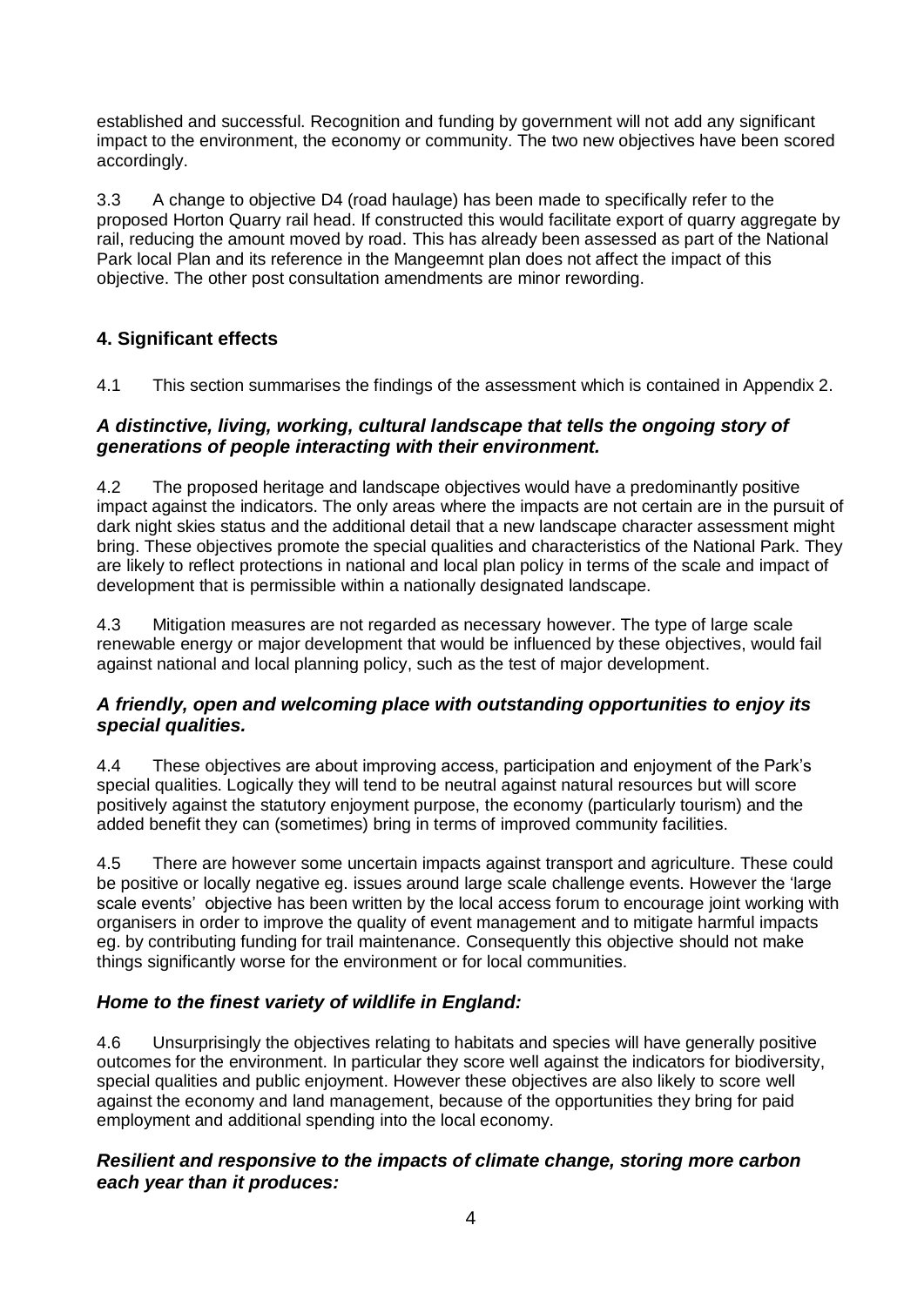established and successful. Recognition and funding by government will not add any significant impact to the environment, the economy or community. The two new objectives have been scored accordingly.

3.3 A change to objective D4 (road haulage) has been made to specifically refer to the proposed Horton Quarry rail head. If constructed this would facilitate export of quarry aggregate by rail, reducing the amount moved by road. This has already been assessed as part of the National Park local Plan and its reference in the Mangeemnt plan does not affect the impact of this objective. The other post consultation amendments are minor rewording.

## 4. Significant effects

4.1 This section summarises the findings of the assessment which is contained in Appendix 2.

### *A distinctive, living, working, cultural landscape that tells the ongoing story of generations of people interacting with their environment.*

4.2 The proposed heritage and landscape objectives would have a predominantly positive impact against the indicators. The only areas where the impacts are not certain are in the pursuit of dark night skies status and the additional detail that a new landscape character assessment might bring. These objectives promote the special qualities and characteristics of the National Park. They are likely to reflect protections in national and local plan policy in terms of the scale and impact of development that is permissible within a nationally designated landscape.

4.3 Mitigation measures are not regarded as necessary however. The type of large scale renewable energy or major development that would be influenced by these objectives, would fail against national and local planning policy, such as the test of major development.

### *A friendly, open and welcoming place with outstanding opportunities to enjoy its special qualities.*

4.4 These objectives are about improving access, participation and enjoyment of the Park's special qualities. Logically they will tend to be neutral against natural resources but will score positively against the statutory enjoyment purpose, the economy (particularly tourism) and the added benefit they can (sometimes) bring in terms of improved community facilities.

4.5 There are however some uncertain impacts against transport and agriculture. These could be positive or locally negative eg. issues around large scale challenge events. However the 'large scale events' objective has been written by the local access forum to encourage joint working with organisers in order to improve the quality of event management and to mitigate harmful impacts eg. by contributing funding for trail maintenance. Consequently this objective should not make things significantly worse for the environment or for local communities.

### *Home to the finest variety of wildlife in England:*

4.6 Unsurprisingly the objectives relating to habitats and species will have generally positive outcomes for the environment. In particular they score well against the indicators for biodiversity, special qualities and public enjoyment. However these objectives are also likely to score well against the economy and land management, because of the opportunities they bring for paid employment and additional spending into the local economy.

### *Resilient and responsive to the impacts of climate change, storing more carbon each year than it produces:*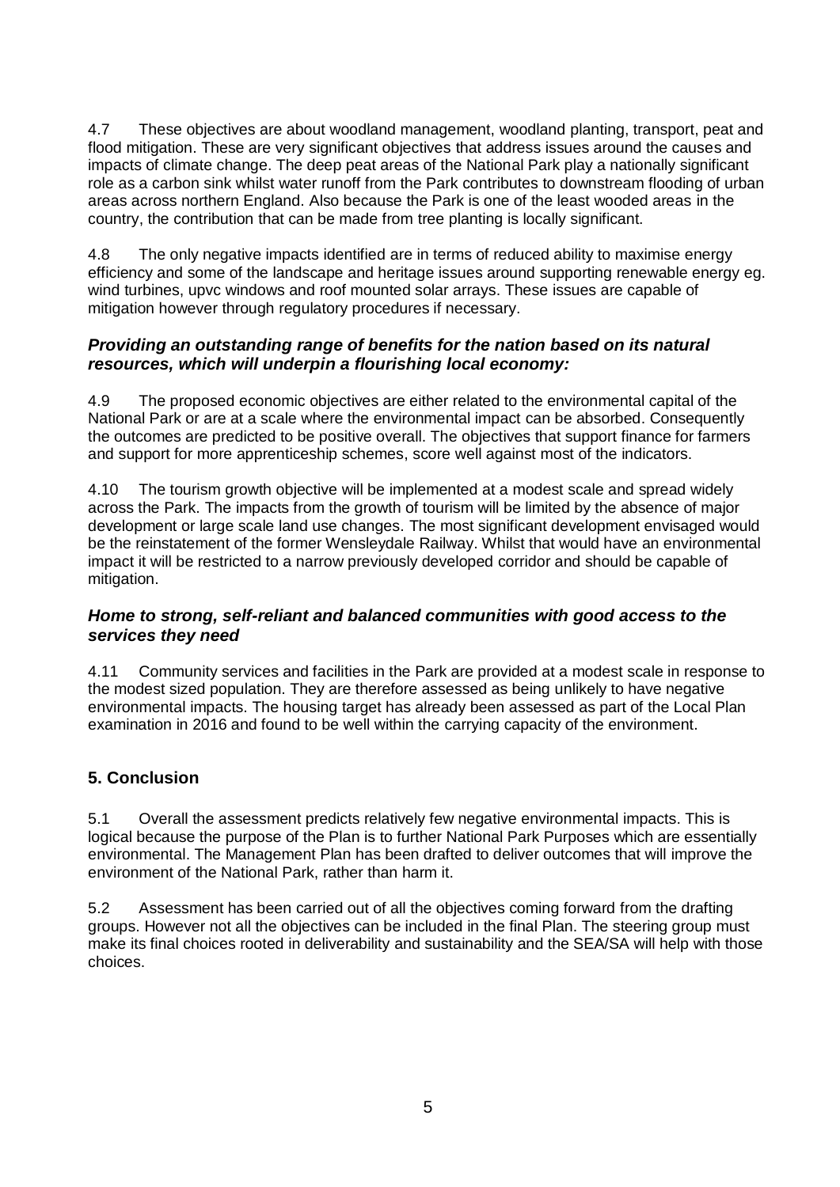4.7 These objectives are about woodland management, woodland planting, transport, peat and flood mitigation. These are very significant objectives that address issues around the causes and impacts of climate change. The deep peat areas of the National Park play a nationally significant role as a carbon sink whilst water runoff from the Park contributes to downstream flooding of urban areas across northern England. Also because the Park is one of the least wooded areas in the country, the contribution that can be made from tree planting is locally significant.

4.8 The only negative impacts identified are in terms of reduced ability to maximise energy efficiency and some of the landscape and heritage issues around supporting renewable energy eg. wind turbines, upvc windows and roof mounted solar arrays. These issues are capable of mitigation however through regulatory procedures if necessary.

### *Providing an outstanding range of benefits for the nation based on its natural resources, which will underpin a flourishing local economy:*

4.9 The proposed economic objectives are either related to the environmental capital of the National Park or are at a scale where the environmental impact can be absorbed. Consequently the outcomes are predicted to be positive overall. The objectives that support finance for farmers and support for more apprenticeship schemes, score well against most of the indicators.

4.10 The tourism growth objective will be implemented at a modest scale and spread widely across the Park. The impacts from the growth of tourism will be limited by the absence of major development or large scale land use changes. The most significant development envisaged would be the reinstatement of the former Wensleydale Railway. Whilst that would have an environmental impact it will be restricted to a narrow previously developed corridor and should be capable of mitigation.

### *Home to strong, self-reliant and balanced communities with good access to the services they need*

4.11 Community services and facilities in the Park are provided at a modest scale in response to the modest sized population. They are therefore assessed as being unlikely to have negative environmental impacts. The housing target has already been assessed as part of the Local Plan examination in 2016 and found to be well within the carrying capacity of the environment.

## 5. Conclusion

5.1 Overall the assessment predicts relatively few negative environmental impacts. This is logical because the purpose of the Plan is to further National Park Purposes which are essentially environmental. The Management Plan has been drafted to deliver outcomes that will improve the environment of the National Park, rather than harm it.

5.2 Assessment has been carried out of all the objectives coming forward from the drafting groups. However not all the objectives can be included in the final Plan. The steering group must make its final choices rooted in deliverability and sustainability and the SEA/SA will help with those choices.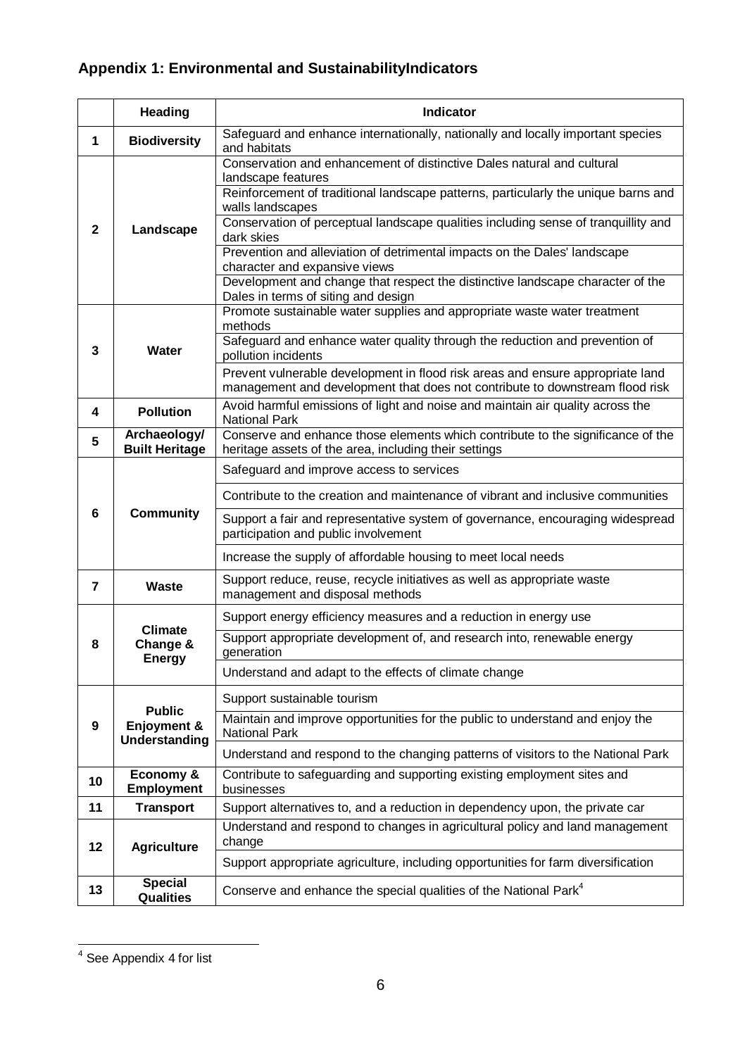## Appendix 1: Environmental and SustainabilityIndicators

| | Heading | Indicator |
|---|---|---|
| 1 | **Biodiversity** | Safeguard and enhance internationally, nationally and locally important species and habitats |
| 2 | **Landscape** | Conservation and enhancement of distinctive Dales natural and cultural landscape features |
| | | Reinforcement of traditional landscape patterns, particularly the unique barns and walls landscapes |
| | | Conservation of perceptual landscape qualities including sense of tranquillity and dark skies |
| | | Prevention and alleviation of detrimental impacts on the Dales' landscape character and expansive views |
| | | Development and change that respect the distinctive landscape character of the Dales in terms of siting and design |
| 3 | **Water** | Promote sustainable water supplies and appropriate waste water treatment methods |
| | | Safeguard and enhance water quality through the reduction and prevention of pollution incidents |
| | | Prevent vulnerable development in flood risk areas and ensure appropriate land management and development that does not contribute to downstream flood risk |
| 4 | **Pollution** | Avoid harmful emissions of light and noise and maintain air quality across the National Park |
| 5 | **Archaeology/ Built Heritage** | Conserve and enhance those elements which contribute to the significance of the heritage assets of the area, including their settings |
| 6 | **Community** | Safeguard and improve access to services |
| | | Contribute to the creation and maintenance of vibrant and inclusive communities |
| | | Support a fair and representative system of governance, encouraging widespread participation and public involvement |
| | | Increase the supply of affordable housing to meet local needs |
| 7 | **Waste** | Support reduce, reuse, recycle initiatives as well as appropriate waste management and disposal methods |
| 8 | **Climate Change & Energy** | Support energy efficiency measures and a reduction in energy use |
| | | Support appropriate development of, and research into, renewable energy generation |
| | | Understand and adapt to the effects of climate change |
| 9 | **Public Enjoyment & Understanding** | Support sustainable tourism |
| | | Maintain and improve opportunities for the public to understand and enjoy the National Park |
| | | Understand and respond to the changing patterns of visitors to the National Park |
| 10 | **Economy & Employment** | Contribute to safeguarding and supporting existing employment sites and businesses |
| 11 | **Transport** | Support alternatives to, and a reduction in dependency upon, the private car |
| 12 | **Agriculture** | Understand and respond to changes in agricultural policy and land management change |
| | | Support appropriate agriculture, including opportunities for farm diversification |
| 13 | **Special Qualities** | Conserve and enhance the special qualities of the National Park[4] |

[4] See Appendix 4 for list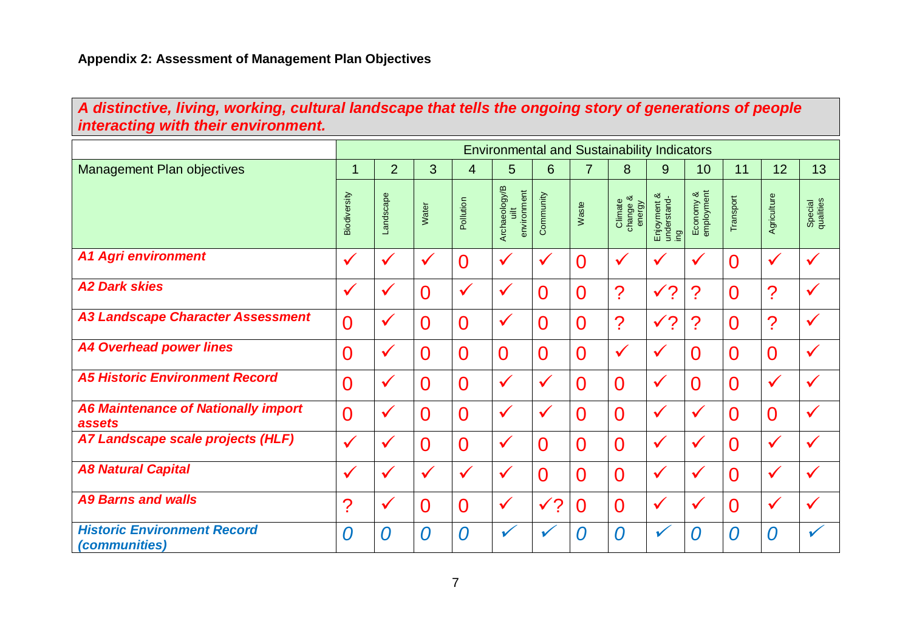### Appendix 2: Assessment of Management Plan Objectives

***A distinctive, living, working, cultural landscape that tells the ongoing story of generations of people interacting with their environment.***

| | Environmental and Sustainability Indicators | | | | | | | | | | | | |
|---|---|---|---|---|---|---|---|---|---|---|---|---|---|
| Management Plan objectives | 1 | 2 | 3 | 4 | 5 | 6 | 7 | 8 | 9 | 10 | 11 | 12 | 13 |
| | Biodiversity | Landscape | Water | Pollution | Archaeology/Built environment | Community | Waste | Climate change & energy | Enjoyment & understanding | Economy & employment | Transport | Agriculture | Special qualities |
| ***A1 Agri environment*** | ✓ | ✓ | ✓ | 0 | ✓ | ✓ | 0 | ✓ | ✓ | ✓ | 0 | ✓ | ✓ |
| ***A2 Dark skies*** | ✓ | ✓ | 0 | ✓ | ✓ | 0 | 0 | ? | ✓? | ? | 0 | ? | ✓ |
| ***A3 Landscape Character Assessment*** | 0 | ✓ | 0 | 0 | ✓ | 0 | 0 | ? | ✓? | ? | 0 | ? | ✓ |
| ***A4 Overhead power lines*** | 0 | ✓ | 0 | 0 | 0 | 0 | 0 | ✓ | ✓ | 0 | 0 | 0 | ✓ |
| ***A5 Historic Environment Record*** | 0 | ✓ | 0 | 0 | ✓ | ✓ | 0 | 0 | ✓ | 0 | 0 | ✓ | ✓ |
| ***A6 Maintenance of Nationally import assets*** | 0 | ✓ | 0 | 0 | ✓ | ✓ | 0 | 0 | ✓ | ✓ | 0 | 0 | ✓ |
| ***A7 Landscape scale projects (HLF)*** | ✓ | ✓ | 0 | 0 | ✓ | 0 | 0 | 0 | ✓ | ✓ | 0 | ✓ | ✓ |
| ***A8 Natural Capital*** | ✓ | ✓ | ✓ | ✓ | ✓ | 0 | 0 | 0 | ✓ | ✓ | 0 | ✓ | ✓ |
| ***A9 Barns and walls*** | ? | ✓ | 0 | 0 | ✓ | ✓? | 0 | 0 | ✓ | ✓ | 0 | ✓ | ✓ |
| ***Historic Environment Record (communities)*** | *0* | *0* | *0* | *0* | ✓ | ✓ | *0* | *0* | ✓ | *0* | *0* | *0* | ✓ |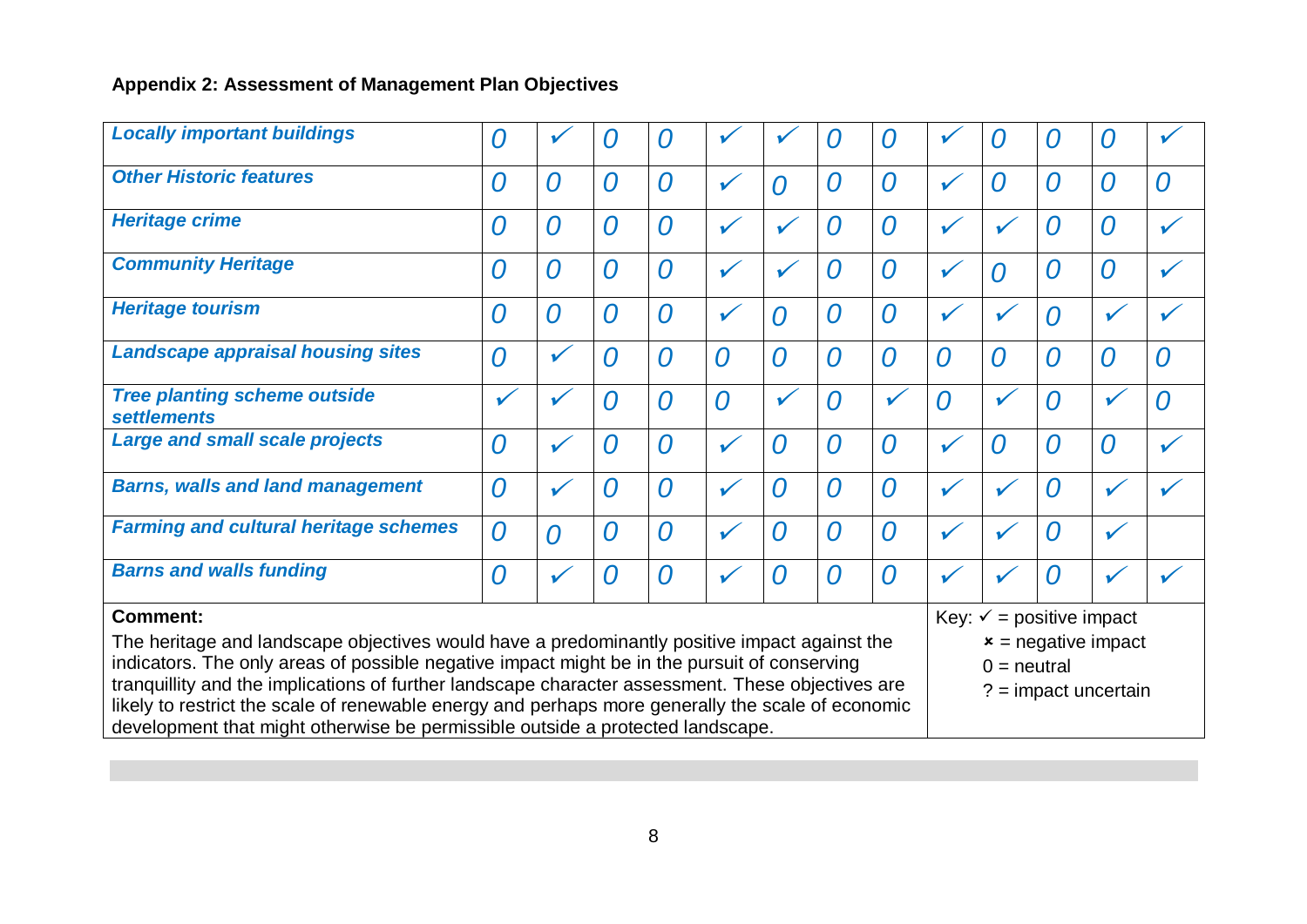## Appendix 2: Assessment of Management Plan Objectives

| | | | | | | | | | | | | | |
|---|---|---|---|---|---|---|---|---|---|---|---|---|---|
| ***Locally important buildings*** | 0 | ✓ | 0 | 0 | ✓ | ✓ | 0 | 0 | ✓ | 0 | 0 | 0 | ✓ |
| ***Other Historic features*** | 0 | 0 | 0 | 0 | ✓ | 0 | 0 | 0 | ✓ | 0 | 0 | 0 | 0 |
| ***Heritage crime*** | 0 | 0 | 0 | 0 | ✓ | ✓ | 0 | 0 | ✓ | ✓ | 0 | 0 | ✓ |
| ***Community Heritage*** | 0 | 0 | 0 | 0 | ✓ | ✓ | 0 | 0 | ✓ | 0 | 0 | 0 | ✓ |
| ***Heritage tourism*** | 0 | 0 | 0 | 0 | ✓ | 0 | 0 | 0 | ✓ | ✓ | 0 | ✓ | ✓ |
| ***Landscape appraisal housing sites*** | 0 | ✓ | 0 | 0 | 0 | 0 | 0 | 0 | 0 | 0 | 0 | 0 | 0 |
| ***Tree planting scheme outside settlements*** | ✓ | ✓ | 0 | 0 | 0 | ✓ | 0 | ✓ | 0 | ✓ | 0 | ✓ | 0 |
| ***Large and small scale projects*** | 0 | ✓ | 0 | 0 | ✓ | 0 | 0 | 0 | ✓ | 0 | 0 | 0 | ✓ |
| ***Barns, walls and land management*** | 0 | ✓ | 0 | 0 | ✓ | 0 | 0 | 0 | ✓ | ✓ | 0 | ✓ | ✓ |
| ***Farming and cultural heritage schemes*** | 0 | 0 | 0 | 0 | ✓ | 0 | 0 | 0 | ✓ | ✓ | 0 | ✓ | |
| ***Barns and walls funding*** | 0 | ✓ | 0 | 0 | ✓ | 0 | 0 | 0 | ✓ | ✓ | 0 | ✓ | ✓ |

**Comment:**

The heritage and landscape objectives would have a predominantly positive impact against the indicators. The only areas of possible negative impact might be in the pursuit of conserving tranquillity and the implications of further landscape character assessment. These objectives are likely to restrict the scale of renewable energy and perhaps more generally the scale of economic development that might otherwise be permissible outside a protected landscape.

Key: ✓ = positive impact
× = negative impact
0 = neutral
? = impact uncertain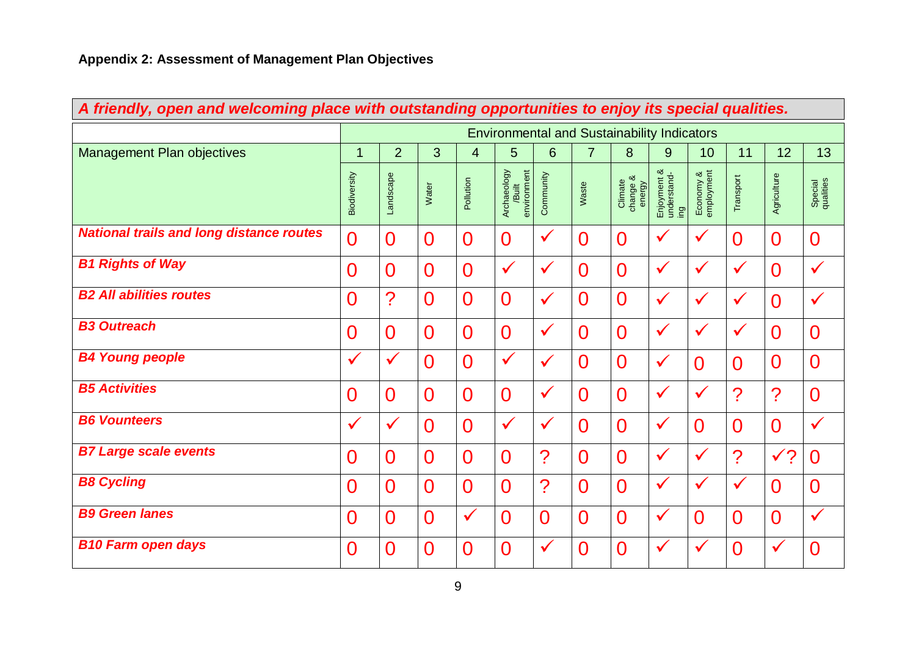**Appendix 2: Assessment of Management Plan Objectives**

***A friendly, open and welcoming place with outstanding opportunities to enjoy its special qualities.***

| | Environmental and Sustainability Indicators | | | | | | | | | | | | |
|---|---|---|---|---|---|---|---|---|---|---|---|---|---|
| Management Plan objectives | 1 | 2 | 3 | 4 | 5 | 6 | 7 | 8 | 9 | 10 | 11 | 12 | 13 |
| | Biodiversity | Landscape | Water | Pollution | Archaeology /Built environment | Community | Waste | Climate change & energy | Enjoyment & understand-ing | Economy & employment | Transport | Agriculture | Special qualities |
| ***National trails and long distance routes*** | 0 | 0 | 0 | 0 | 0 | ✓ | 0 | 0 | ✓ | ✓ | 0 | 0 | 0 |
| ***B1 Rights of Way*** | 0 | 0 | 0 | 0 | ✓ | ✓ | 0 | 0 | ✓ | ✓ | ✓ | 0 | ✓ |
| ***B2 All abilities routes*** | 0 | ? | 0 | 0 | 0 | ✓ | 0 | 0 | ✓ | ✓ | ✓ | 0 | ✓ |
| ***B3 Outreach*** | 0 | 0 | 0 | 0 | 0 | ✓ | 0 | 0 | ✓ | ✓ | ✓ | 0 | 0 |
| ***B4 Young people*** | ✓ | ✓ | 0 | 0 | ✓ | ✓ | 0 | 0 | ✓ | 0 | 0 | 0 | 0 |
| ***B5 Activities*** | 0 | 0 | 0 | 0 | 0 | ✓ | 0 | 0 | ✓ | ✓ | ? | ? | 0 |
| ***B6 Vounteers*** | ✓ | ✓ | 0 | 0 | ✓ | ✓ | 0 | 0 | ✓ | 0 | 0 | 0 | ✓ |
| ***B7 Large scale events*** | 0 | 0 | 0 | 0 | 0 | ? | 0 | 0 | ✓ | ✓ | ? | ✓? | 0 |
| ***B8 Cycling*** | 0 | 0 | 0 | 0 | 0 | ? | 0 | 0 | ✓ | ✓ | ✓ | 0 | 0 |
| ***B9 Green lanes*** | 0 | 0 | 0 | ✓ | 0 | 0 | 0 | 0 | ✓ | 0 | 0 | 0 | ✓ |
| ***B10 Farm open days*** | 0 | 0 | 0 | 0 | 0 | ✓ | 0 | 0 | ✓ | ✓ | 0 | ✓ | 0 |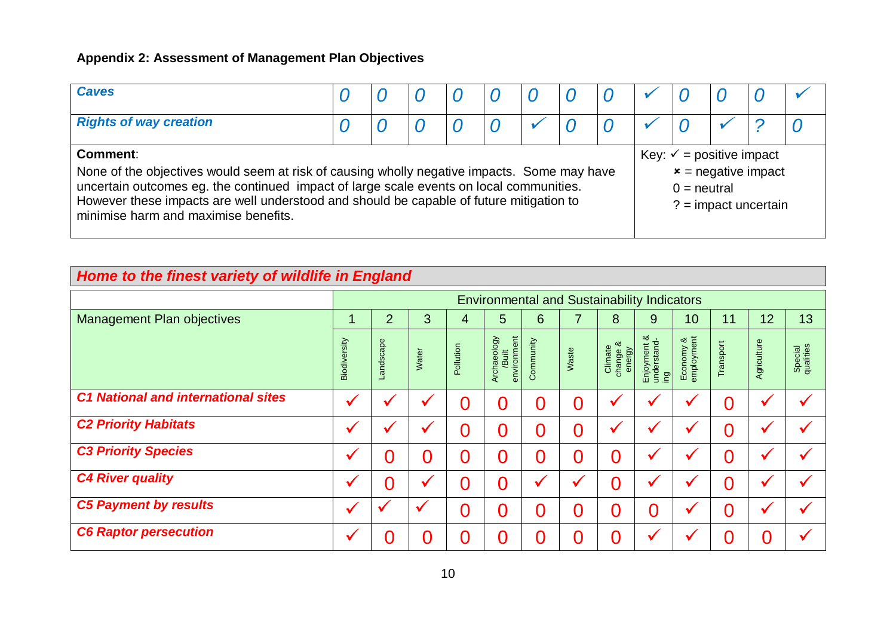**Appendix 2: Assessment of Management Plan Objectives**

| | 1 | 2 | 3 | 4 | 5 | 6 | 7 | 8 | 9 | 10 | 11 | 12 | 13 |
|---|---|---|---|---|---|---|---|---|---|---|---|---|---|
| ***Caves*** | 0 | 0 | 0 | 0 | 0 | 0 | 0 | 0 | ✓ | 0 | 0 | 0 | ✓ |
| ***Rights of way creation*** | 0 | 0 | 0 | 0 | 0 | ✓ | 0 | 0 | ✓ | 0 | ✓ | ? | 0 |

**Comment**:

None of the objectives would seem at risk of causing wholly negative impacts. Some may have uncertain outcomes eg. the continued impact of large scale events on local communities. However these impacts are well understood and should be capable of future mitigation to minimise harm and maximise benefits.

Key: ✓ = positive impact
✘ = negative impact
0 = neutral
? = impact uncertain

## *Home to the finest variety of wildlife in England*

| Management Plan objectives | Environmental and Sustainability Indicators | | | | | | | | | | | | |
|---|---|---|---|---|---|---|---|---|---|---|---|---|---|
| | 1 | 2 | 3 | 4 | 5 | 6 | 7 | 8 | 9 | 10 | 11 | 12 | 13 |
| | Biodiversity | Landscape | Water | Pollution | Archaeology /Built environment | Community | Waste | Climate change & energy | Enjoyment & understand-ing | Economy & employment | Transport | Agriculture | Special qualities |
| ***C1 National and international sites*** | ✓ | ✓ | ✓ | 0 | 0 | 0 | 0 | ✓ | ✓ | ✓ | 0 | ✓ | ✓ |
| ***C2 Priority Habitats*** | ✓ | ✓ | ✓ | 0 | 0 | 0 | 0 | ✓ | ✓ | ✓ | 0 | ✓ | ✓ |
| ***C3 Priority Species*** | ✓ | 0 | 0 | 0 | 0 | 0 | 0 | 0 | ✓ | ✓ | 0 | ✓ | ✓ |
| ***C4 River quality*** | ✓ | 0 | ✓ | 0 | 0 | ✓ | ✓ | 0 | ✓ | ✓ | 0 | ✓ | ✓ |
| ***C5 Payment by results*** | ✓ | ✓ | ✓ | 0 | 0 | 0 | 0 | 0 | 0 | ✓ | 0 | ✓ | ✓ |
| ***C6 Raptor persecution*** | ✓ | 0 | 0 | 0 | 0 | 0 | 0 | 0 | ✓ | ✓ | 0 | 0 | ✓ |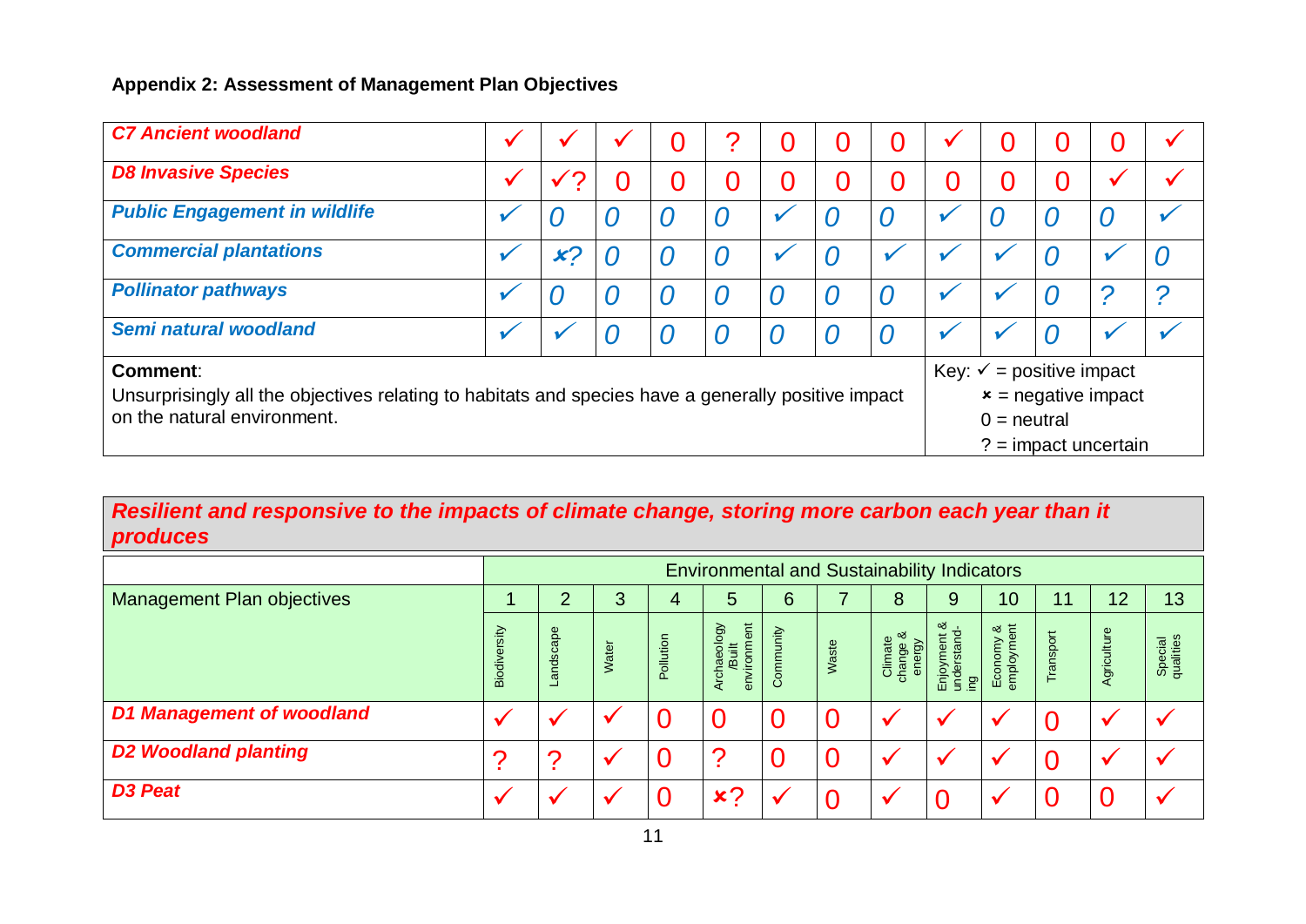**Appendix 2: Assessment of Management Plan Objectives**

| | | | | | | | | | | | | | |
|---|---|---|---|---|---|---|---|---|---|---|---|---|---|
| ***C7 Ancient woodland*** | ✓ | ✓ | ✓ | 0 | ? | 0 | 0 | 0 | ✓ | 0 | 0 | 0 | ✓ |
| ***D8 Invasive Species*** | ✓ | ✓? | 0 | 0 | 0 | 0 | 0 | 0 | 0 | 0 | 0 | ✓ | ✓ |
| ***Public Engagement in wildlife*** | ✓ | 0 | 0 | 0 | 0 | ✓ | 0 | 0 | ✓ | 0 | 0 | 0 | ✓ |
| ***Commercial plantations*** | ✓ | ×? | 0 | 0 | 0 | ✓ | 0 | ✓ | ✓ | ✓ | 0 | ✓ | 0 |
| ***Pollinator pathways*** | ✓ | 0 | 0 | 0 | 0 | 0 | 0 | 0 | ✓ | ✓ | 0 | ? | ? |
| ***Semi natural woodland*** | ✓ | ✓ | 0 | 0 | 0 | 0 | 0 | 0 | ✓ | ✓ | 0 | ✓ | ✓ |

**Comment**:
Unsurprisingly all the objectives relating to habitats and species have a generally positive impact on the natural environment.

Key: ✓ = positive impact
× = negative impact
0 = neutral
? = impact uncertain

***Resilient and responsive to the impacts of climate change, storing more carbon each year than it produces***

| | Environmental and Sustainability Indicators | | | | | | | | | | | | |
|---|---|---|---|---|---|---|---|---|---|---|---|---|---|
| Management Plan objectives | 1 | 2 | 3 | 4 | 5 | 6 | 7 | 8 | 9 | 10 | 11 | 12 | 13 |
| | Biodiversity | Landscape | Water | Pollution | Archaeology /Built environment | Community | Waste | Climate change & energy | Enjoyment & understand-ing | Economy & employment | Transport | Agriculture | Special qualities |
| ***D1 Management of woodland*** | ✓ | ✓ | ✓ | 0 | 0 | 0 | 0 | ✓ | ✓ | ✓ | 0 | ✓ | ✓ |
| ***D2 Woodland planting*** | ? | ? | ✓ | 0 | ? | 0 | 0 | ✓ | ✓ | ✓ | 0 | ✓ | ✓ |
| ***D3 Peat*** | ✓ | ✓ | ✓ | 0 | ×? | ✓ | 0 | ✓ | 0 | ✓ | 0 | 0 | ✓ |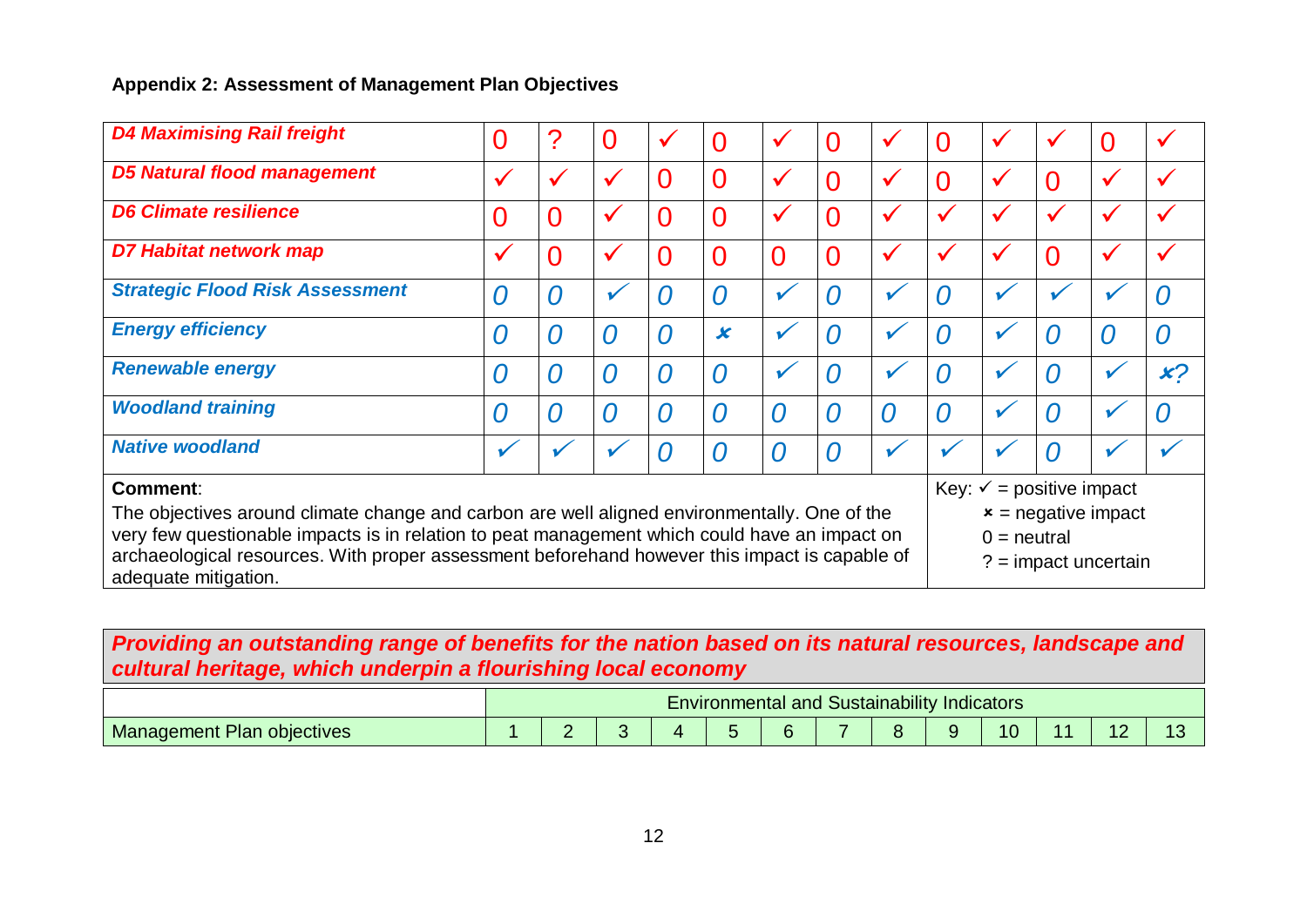**Appendix 2: Assessment of Management Plan Objectives**

| | | | | | | | | | | | | | |
|---|---|---|---|---|---|---|---|---|---|---|---|---|---|
| ***D4 Maximising Rail freight*** | 0 | ? | 0 | ✓ | 0 | ✓ | 0 | ✓ | 0 | ✓ | ✓ | 0 | ✓ |
| ***D5 Natural flood management*** | ✓ | ✓ | ✓ | 0 | 0 | ✓ | 0 | ✓ | 0 | ✓ | 0 | ✓ | ✓ |
| ***D6 Climate resilience*** | 0 | 0 | ✓ | 0 | 0 | ✓ | 0 | ✓ | ✓ | ✓ | ✓ | ✓ | ✓ |
| ***D7 Habitat network map*** | ✓ | 0 | ✓ | 0 | 0 | 0 | 0 | ✓ | ✓ | ✓ | 0 | ✓ | ✓ |
| ***Strategic Flood Risk Assessment*** | 0 | 0 | ✓ | 0 | 0 | ✓ | 0 | ✓ | 0 | ✓ | ✓ | ✓ | 0 |
| ***Energy efficiency*** | 0 | 0 | 0 | 0 | ✗ | ✓ | 0 | ✓ | 0 | ✓ | 0 | 0 | 0 |
| ***Renewable energy*** | 0 | 0 | 0 | 0 | 0 | ✓ | 0 | ✓ | 0 | ✓ | 0 | ✓ | ✗? |
| ***Woodland training*** | 0 | 0 | 0 | 0 | 0 | 0 | 0 | 0 | 0 | ✓ | 0 | ✓ | 0 |
| ***Native woodland*** | ✓ | ✓ | ✓ | 0 | 0 | 0 | 0 | ✓ | ✓ | ✓ | 0 | ✓ | ✓ |

**Comment**:
The objectives around climate change and carbon are well aligned environmentally. One of the very few questionable impacts is in relation to peat management which could have an impact on archaeological resources. With proper assessment beforehand however this impact is capable of adequate mitigation.

Key: ✓ = positive impact
✗ = negative impact
0 = neutral
? = impact uncertain

***Providing an outstanding range of benefits for the nation based on its natural resources, landscape and cultural heritage, which underpin a flourishing local economy***

| | Environmental and Sustainability Indicators | | | | | | | | | | | | |
|---|---|---|---|---|---|---|---|---|---|---|---|---|---|
| Management Plan objectives | 1 | 2 | 3 | 4 | 5 | 6 | 7 | 8 | 9 | 10 | 11 | 12 | 13 |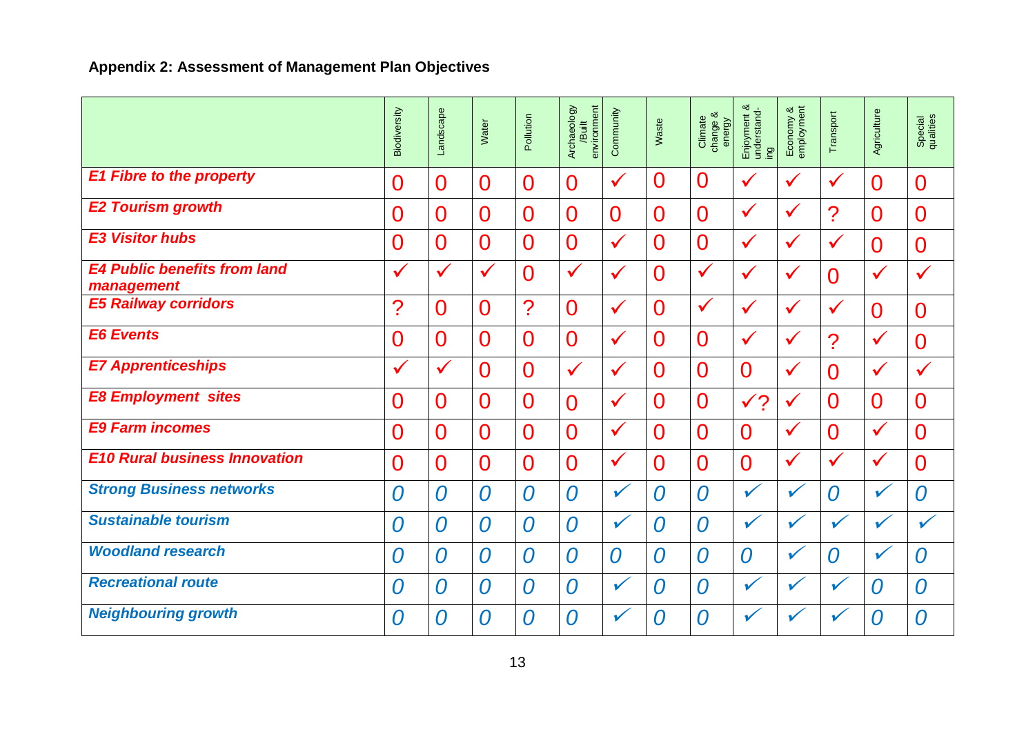**Appendix 2: Assessment of Management Plan Objectives**

| | Biodiversity | Landscape | Water | Pollution | Archaeology /Built environment | Community | Waste | Climate change & energy | Enjoyment & understand-ing | Economy & employment | Transport | Agriculture | Special qualities |
|---|---|---|---|---|---|---|---|---|---|---|---|---|---|
| ***E1 Fibre to the property*** | 0 | 0 | 0 | 0 | 0 | ✓ | 0 | 0 | ✓ | ✓ | ✓ | 0 | 0 |
| ***E2 Tourism growth*** | 0 | 0 | 0 | 0 | 0 | 0 | 0 | 0 | ✓ | ✓ | ? | 0 | 0 |
| ***E3 Visitor hubs*** | 0 | 0 | 0 | 0 | 0 | ✓ | 0 | 0 | ✓ | ✓ | ✓ | 0 | 0 |
| ***E4 Public benefits from land management*** | ✓ | ✓ | ✓ | 0 | ✓ | ✓ | 0 | ✓ | ✓ | ✓ | 0 | ✓ | ✓ |
| ***E5 Railway corridors*** | ? | 0 | 0 | ? | 0 | ✓ | 0 | ✓ | ✓ | ✓ | ✓ | 0 | 0 |
| ***E6 Events*** | 0 | 0 | 0 | 0 | 0 | ✓ | 0 | 0 | ✓ | ✓ | ? | ✓ | 0 |
| ***E7 Apprenticeships*** | ✓ | ✓ | 0 | 0 | ✓ | ✓ | 0 | 0 | 0 | ✓ | 0 | ✓ | ✓ |
| ***E8 Employment sites*** | 0 | 0 | 0 | 0 | 0 | ✓ | 0 | 0 | ✓? | ✓ | 0 | 0 | 0 |
| ***E9 Farm incomes*** | 0 | 0 | 0 | 0 | 0 | ✓ | 0 | 0 | 0 | ✓ | 0 | ✓ | 0 |
| ***E10 Rural business Innovation*** | 0 | 0 | 0 | 0 | 0 | ✓ | 0 | 0 | 0 | ✓ | ✓ | ✓ | 0 |
| ***Strong Business networks*** | *0* | *0* | *0* | *0* | *0* | ✓ | *0* | *0* | ✓ | ✓ | *0* | ✓ | *0* |
| ***Sustainable tourism*** | *0* | *0* | *0* | *0* | *0* | ✓ | *0* | *0* | ✓ | ✓ | ✓ | ✓ | ✓ |
| ***Woodland research*** | *0* | *0* | *0* | *0* | *0* | *0* | *0* | *0* | *0* | ✓ | *0* | ✓ | *0* |
| ***Recreational route*** | *0* | *0* | *0* | *0* | *0* | ✓ | *0* | *0* | ✓ | ✓ | ✓ | *0* | *0* |
| ***Neighbouring growth*** | *0* | *0* | *0* | *0* | *0* | ✓ | *0* | *0* | ✓ | ✓ | ✓ | *0* | *0* |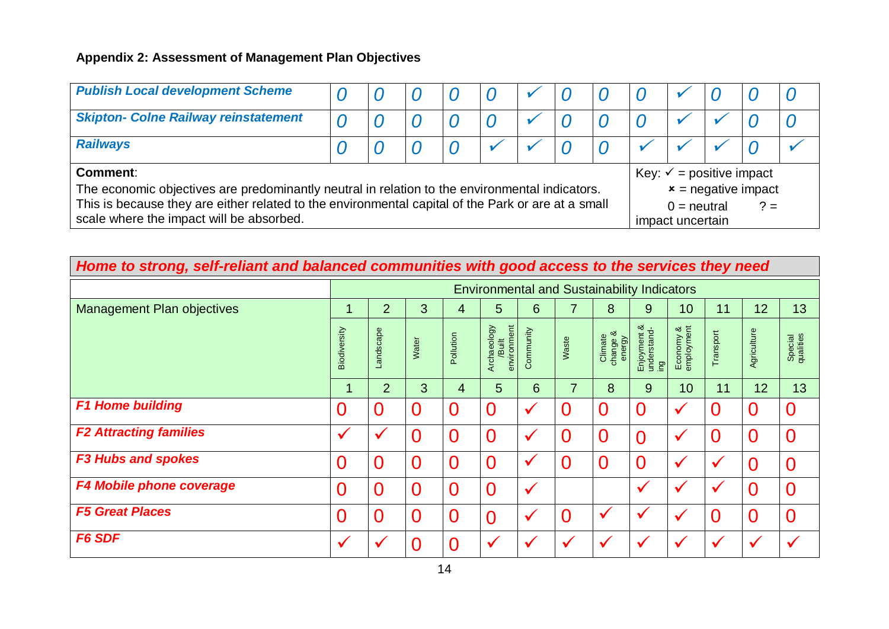## Appendix 2: Assessment of Management Plan Objectives

| | 1 | 2 | 3 | 4 | 5 | 6 | 7 | 8 | 9 | 10 | 11 | 12 | 13 |
|---|---|---|---|---|---|---|---|---|---|---|---|---|---|
| ***Publish Local development Scheme*** | 0 | 0 | 0 | 0 | 0 | ✓ | 0 | 0 | 0 | ✓ | 0 | 0 | 0 |
| ***Skipton- Colne Railway reinstatement*** | 0 | 0 | 0 | 0 | 0 | ✓ | 0 | 0 | 0 | ✓ | ✓ | 0 | 0 |
| ***Railways*** | 0 | 0 | 0 | 0 | ✓ | ✓ | 0 | 0 | ✓ | ✓ | ✓ | 0 | ✓ |

**Comment**:
The economic objectives are predominantly neutral in relation to the environmental indicators. This is because they are either related to the environmental capital of the Park or are at a small scale where the impact will be absorbed.

Key: ✓ = positive impact
× = negative impact
0 = neutral
? = impact uncertain

### *Home to strong, self-reliant and balanced communities with good access to the services they need*

| Management Plan objectives | Environmental and Sustainability Indicators | | | | | | | | | | | | |
|---|---|---|---|---|---|---|---|---|---|---|---|---|---|
| | 1 | 2 | 3 | 4 | 5 | 6 | 7 | 8 | 9 | 10 | 11 | 12 | 13 |
| | Biodiversity | Landscape | Water | Pollution | Archaeology /Built environment | Community | Waste | Climate change & energy | Enjoyment & understand-ing | Economy & employment | Transport | Agriculture | Special qualities |
| | 1 | 2 | 3 | 4 | 5 | 6 | 7 | 8 | 9 | 10 | 11 | 12 | 13 |
| ***F1 Home building*** | 0 | 0 | 0 | 0 | 0 | ✓ | 0 | 0 | 0 | ✓ | 0 | 0 | 0 |
| ***F2 Attracting families*** | ✓ | ✓ | 0 | 0 | 0 | ✓ | 0 | 0 | 0 | ✓ | 0 | 0 | 0 |
| ***F3 Hubs and spokes*** | 0 | 0 | 0 | 0 | 0 | ✓ | 0 | 0 | 0 | ✓ | ✓ | 0 | 0 |
| ***F4 Mobile phone coverage*** | 0 | 0 | 0 | 0 | 0 | ✓ | | | ✓ | ✓ | ✓ | 0 | 0 |
| ***F5 Great Places*** | 0 | 0 | 0 | 0 | 0 | ✓ | 0 | ✓ | ✓ | ✓ | 0 | 0 | 0 |
| ***F6 SDF*** | ✓ | ✓ | 0 | 0 | ✓ | ✓ | ✓ | ✓ | ✓ | ✓ | ✓ | ✓ | ✓ |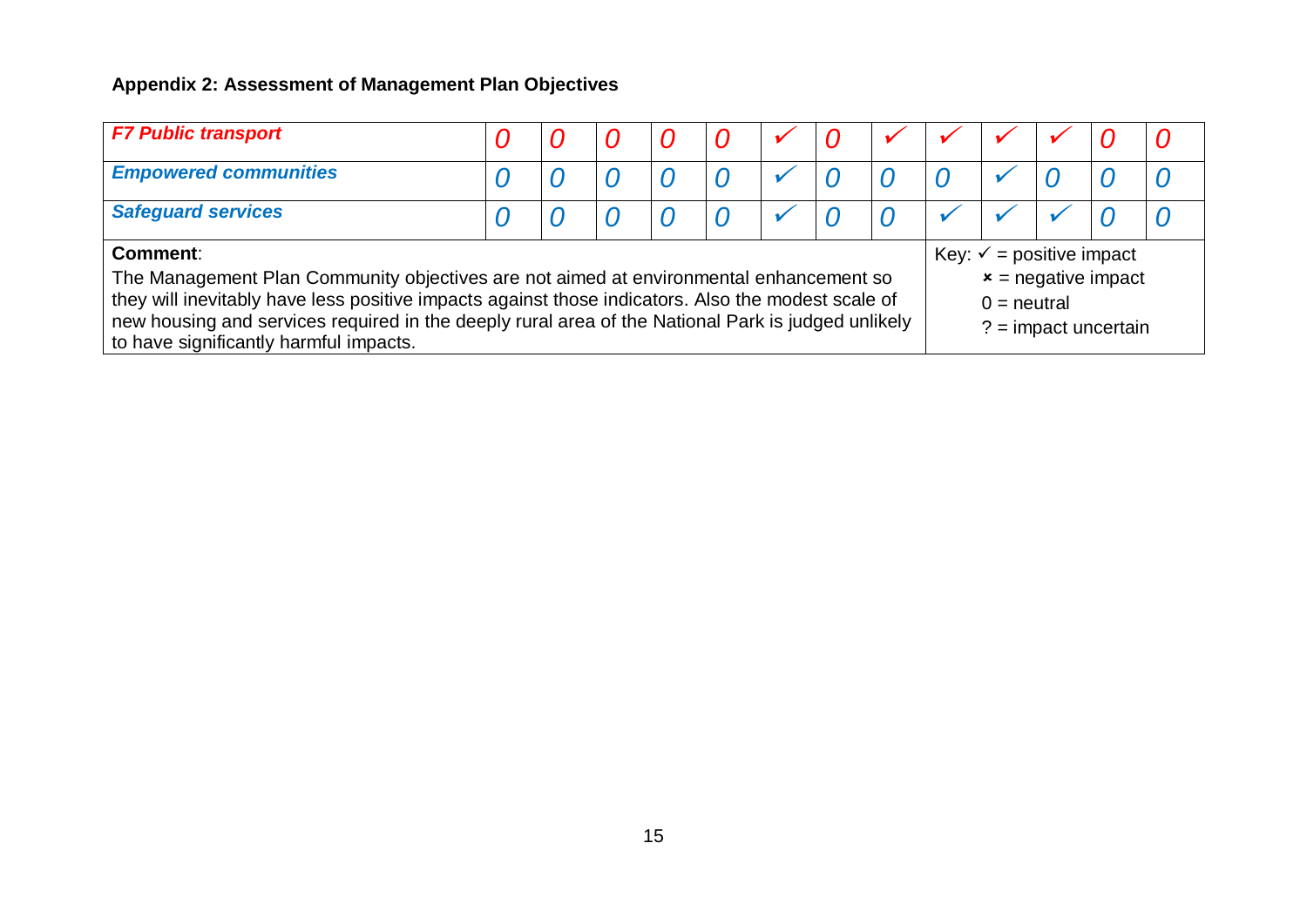### Appendix 2: Assessment of Management Plan Objectives

| | | | | | | | | | | | | | |
|---|---|---|---|---|---|---|---|---|---|---|---|---|---|
| ***F7 Public transport*** | *0* | *0* | *0* | *0* | *0* | ✓ | *0* | ✓ | ✓ | ✓ | ✓ | *0* | *0* |
| ***Empowered communities*** | *0* | *0* | *0* | *0* | *0* | ✓ | *0* | *0* | *0* | ✓ | *0* | *0* | *0* |
| ***Safeguard services*** | *0* | *0* | *0* | *0* | *0* | ✓ | *0* | *0* | ✓ | ✓ | ✓ | *0* | *0* |

**Comment**:
The Management Plan Community objectives are not aimed at environmental enhancement so they will inevitably have less positive impacts against those indicators. Also the modest scale of new housing and services required in the deeply rural area of the National Park is judged unlikely to have significantly harmful impacts.

Key: ✓ = positive impact
× = negative impact
0 = neutral
? = impact uncertain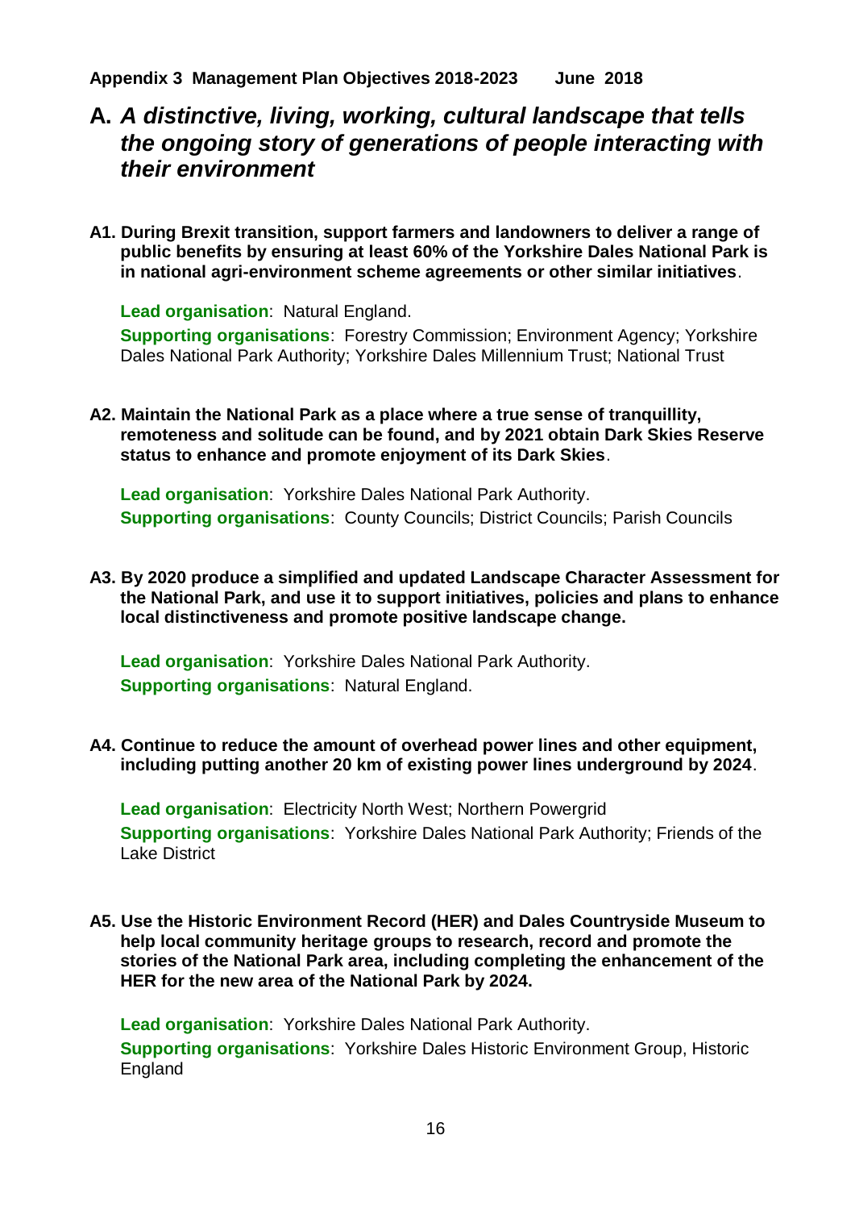**Appendix 3 Management Plan Objectives 2018-2023 June 2018**

# A. *A distinctive, living, working, cultural landscape that tells the ongoing story of generations of people interacting with their environment*

**A1. During Brexit transition, support farmers and landowners to deliver a range of public benefits by ensuring at least 60% of the Yorkshire Dales National Park is in national agri-environment scheme agreements or other similar initiatives**.

**Lead organisation**: Natural England.
**Supporting organisations**: Forestry Commission; Environment Agency; Yorkshire Dales National Park Authority; Yorkshire Dales Millennium Trust; National Trust

**A2. Maintain the National Park as a place where a true sense of tranquillity, remoteness and solitude can be found, and by 2021 obtain Dark Skies Reserve status to enhance and promote enjoyment of its Dark Skies**.

**Lead organisation**: Yorkshire Dales National Park Authority.
**Supporting organisations**: County Councils; District Councils; Parish Councils

**A3. By 2020 produce a simplified and updated Landscape Character Assessment for the National Park, and use it to support initiatives, policies and plans to enhance local distinctiveness and promote positive landscape change.**

**Lead organisation**: Yorkshire Dales National Park Authority.
**Supporting organisations**: Natural England.

**A4. Continue to reduce the amount of overhead power lines and other equipment, including putting another 20 km of existing power lines underground by 2024**.

**Lead organisation**: Electricity North West; Northern Powergrid
**Supporting organisations**: Yorkshire Dales National Park Authority; Friends of the Lake District

**A5. Use the Historic Environment Record (HER) and Dales Countryside Museum to help local community heritage groups to research, record and promote the stories of the National Park area, including completing the enhancement of the HER for the new area of the National Park by 2024.**

**Lead organisation**: Yorkshire Dales National Park Authority.
**Supporting organisations**: Yorkshire Dales Historic Environment Group, Historic England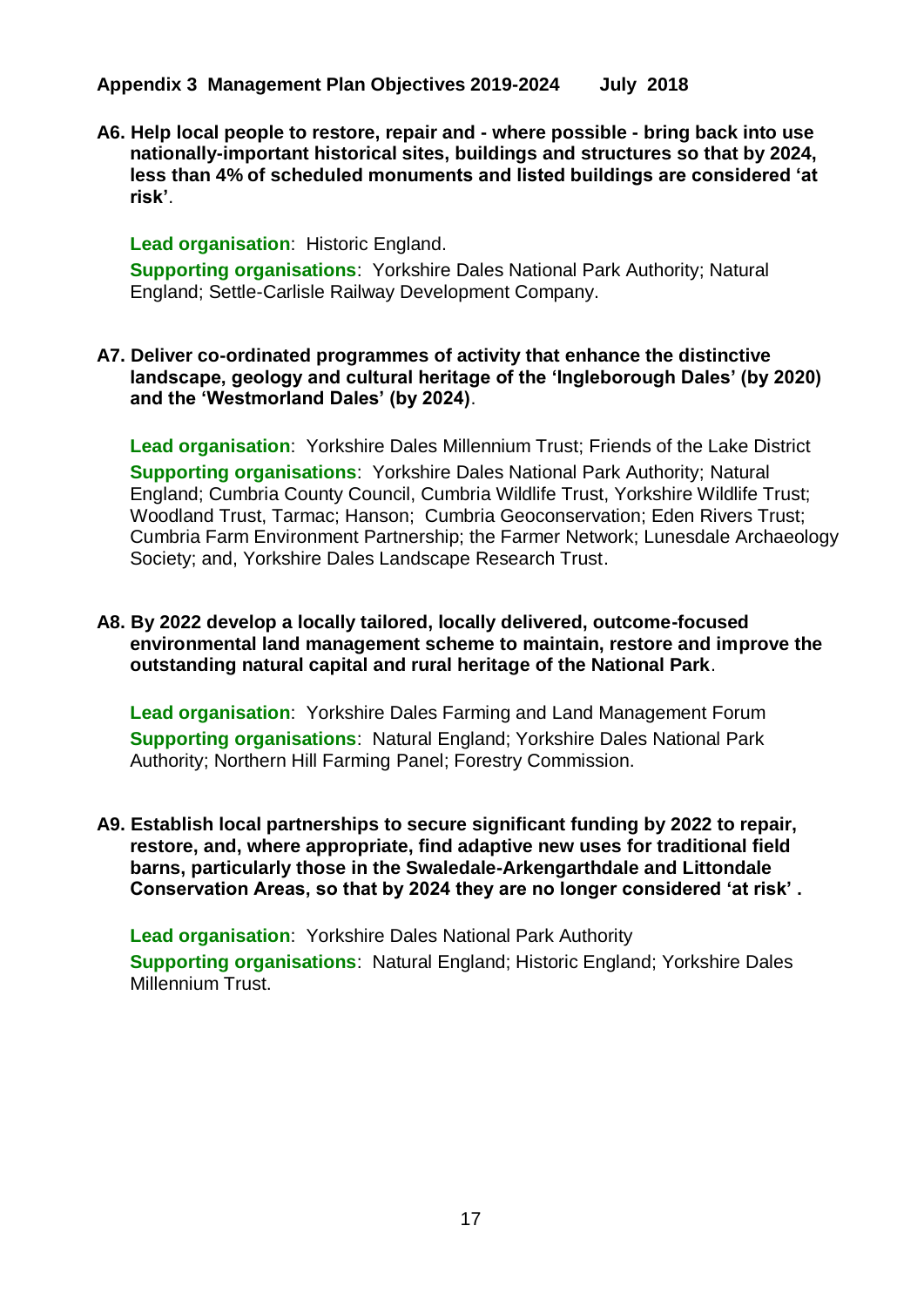**Appendix 3 Management Plan Objectives 2019-2024 July 2018**

**A6. Help local people to restore, repair and - where possible - bring back into use nationally-important historical sites, buildings and structures so that by 2024, less than 4% of scheduled monuments and listed buildings are considered 'at risk'**.

**Lead organisation**: Historic England.

**Supporting organisations**: Yorkshire Dales National Park Authority; Natural England; Settle-Carlisle Railway Development Company.

**A7. Deliver co-ordinated programmes of activity that enhance the distinctive landscape, geology and cultural heritage of the 'Ingleborough Dales' (by 2020) and the 'Westmorland Dales' (by 2024)**.

**Lead organisation**: Yorkshire Dales Millennium Trust; Friends of the Lake District

**Supporting organisations**: Yorkshire Dales National Park Authority; Natural England; Cumbria County Council, Cumbria Wildlife Trust, Yorkshire Wildlife Trust; Woodland Trust, Tarmac; Hanson; Cumbria Geoconservation; Eden Rivers Trust; Cumbria Farm Environment Partnership; the Farmer Network; Lunesdale Archaeology Society; and, Yorkshire Dales Landscape Research Trust.

**A8. By 2022 develop a locally tailored, locally delivered, outcome-focused environmental land management scheme to maintain, restore and improve the outstanding natural capital and rural heritage of the National Park**.

**Lead organisation**: Yorkshire Dales Farming and Land Management Forum

**Supporting organisations**: Natural England; Yorkshire Dales National Park Authority; Northern Hill Farming Panel; Forestry Commission.

**A9. Establish local partnerships to secure significant funding by 2022 to repair, restore, and, where appropriate, find adaptive new uses for traditional field barns, particularly those in the Swaledale-Arkengarthdale and Littondale Conservation Areas, so that by 2024 they are no longer considered 'at risk' .**

**Lead organisation**: Yorkshire Dales National Park Authority

**Supporting organisations**: Natural England; Historic England; Yorkshire Dales Millennium Trust.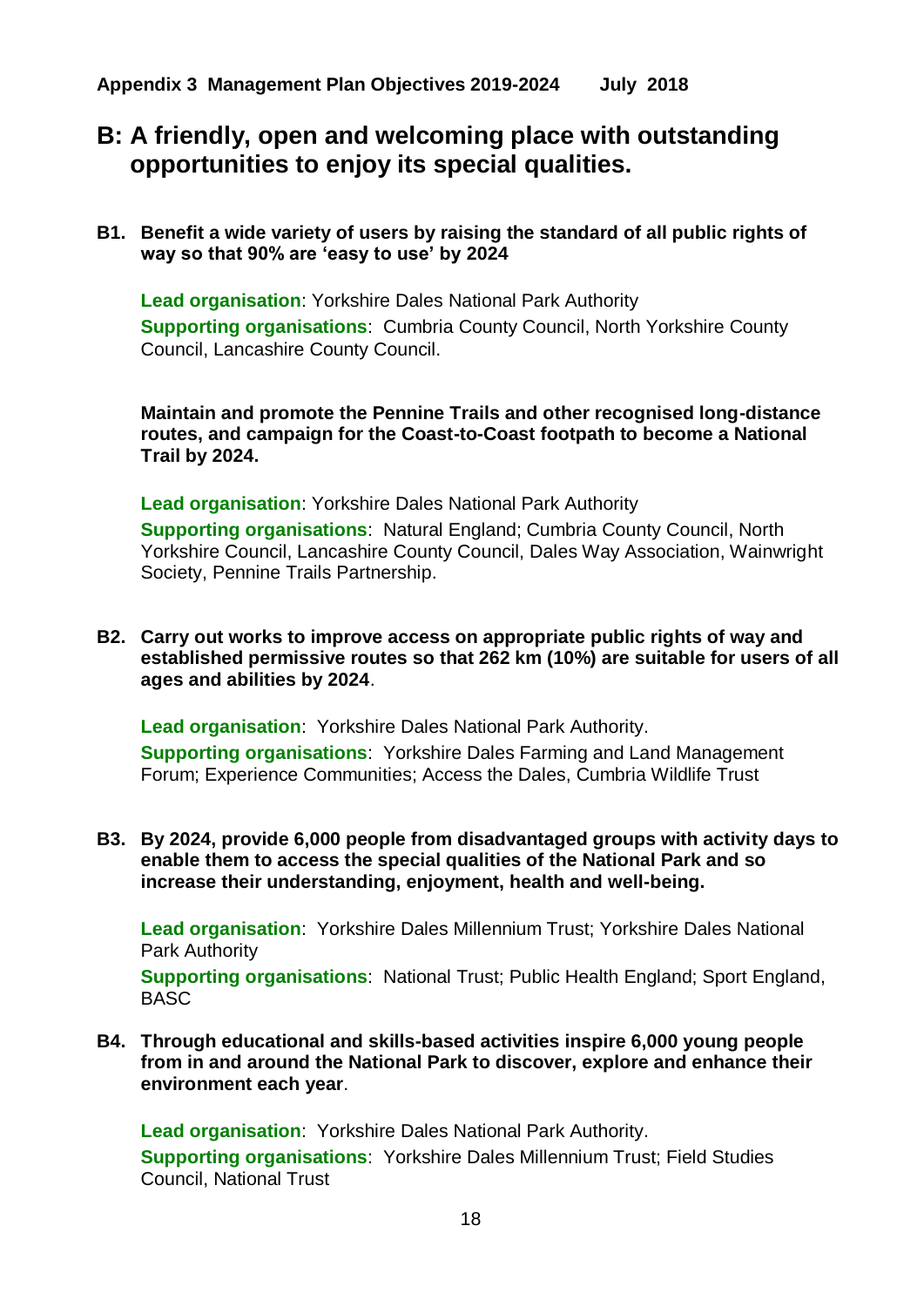**Appendix 3 Management Plan Objectives 2019-2024 July 2018**

## B: A friendly, open and welcoming place with outstanding opportunities to enjoy its special qualities.

**B1. Benefit a wide variety of users by raising the standard of all public rights of way so that 90% are 'easy to use' by 2024**

**Lead organisation**: Yorkshire Dales National Park Authority
**Supporting organisations**: Cumbria County Council, North Yorkshire County Council, Lancashire County Council.

**Maintain and promote the Pennine Trails and other recognised long-distance routes, and campaign for the Coast-to-Coast footpath to become a National Trail by 2024.**

**Lead organisation**: Yorkshire Dales National Park Authority
**Supporting organisations**: Natural England; Cumbria County Council, North Yorkshire Council, Lancashire County Council, Dales Way Association, Wainwright Society, Pennine Trails Partnership.

**B2. Carry out works to improve access on appropriate public rights of way and established permissive routes so that 262 km (10%) are suitable for users of all ages and abilities by 2024**.

**Lead organisation**: Yorkshire Dales National Park Authority.
**Supporting organisations**: Yorkshire Dales Farming and Land Management Forum; Experience Communities; Access the Dales, Cumbria Wildlife Trust

**B3. By 2024, provide 6,000 people from disadvantaged groups with activity days to enable them to access the special qualities of the National Park and so increase their understanding, enjoyment, health and well-being.**

**Lead organisation**: Yorkshire Dales Millennium Trust; Yorkshire Dales National Park Authority
**Supporting organisations**: National Trust; Public Health England; Sport England, BASC

**B4. Through educational and skills-based activities inspire 6,000 young people from in and around the National Park to discover, explore and enhance their environment each year**.

**Lead organisation**: Yorkshire Dales National Park Authority.
**Supporting organisations**: Yorkshire Dales Millennium Trust; Field Studies Council, National Trust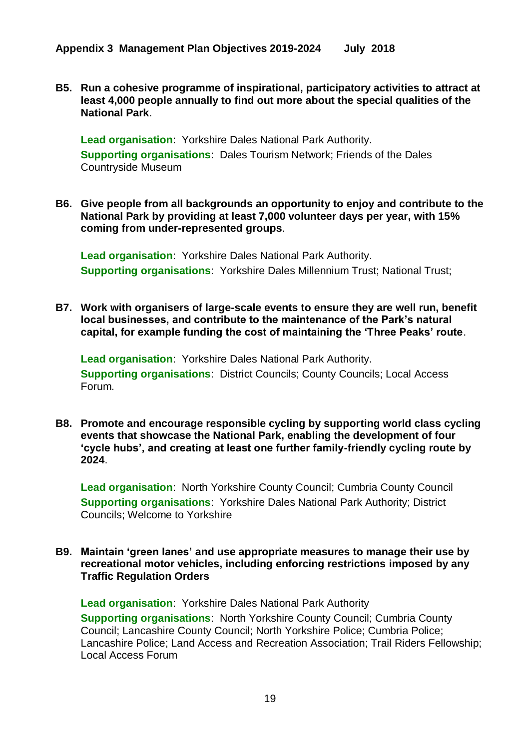**B5. Run a cohesive programme of inspirational, participatory activities to attract at least 4,000 people annually to find out more about the special qualities of the National Park**.

**Lead organisation**: Yorkshire Dales National Park Authority.
**Supporting organisations**: Dales Tourism Network; Friends of the Dales Countryside Museum

**B6. Give people from all backgrounds an opportunity to enjoy and contribute to the National Park by providing at least 7,000 volunteer days per year, with 15% coming from under-represented groups**.

**Lead organisation**: Yorkshire Dales National Park Authority.
**Supporting organisations**: Yorkshire Dales Millennium Trust; National Trust;

**B7. Work with organisers of large-scale events to ensure they are well run, benefit local businesses, and contribute to the maintenance of the Park's natural capital, for example funding the cost of maintaining the 'Three Peaks' route**.

**Lead organisation**: Yorkshire Dales National Park Authority.
**Supporting organisations**: District Councils; County Councils; Local Access Forum.

**B8. Promote and encourage responsible cycling by supporting world class cycling events that showcase the National Park, enabling the development of four 'cycle hubs', and creating at least one further family-friendly cycling route by 2024**.

**Lead organisation**: North Yorkshire County Council; Cumbria County Council
**Supporting organisations**: Yorkshire Dales National Park Authority; District Councils; Welcome to Yorkshire

**B9. Maintain 'green lanes' and use appropriate measures to manage their use by recreational motor vehicles, including enforcing restrictions imposed by any Traffic Regulation Orders**

**Lead organisation**: Yorkshire Dales National Park Authority
**Supporting organisations**: North Yorkshire County Council; Cumbria County Council; Lancashire County Council; North Yorkshire Police; Cumbria Police; Lancashire Police; Land Access and Recreation Association; Trail Riders Fellowship; Local Access Forum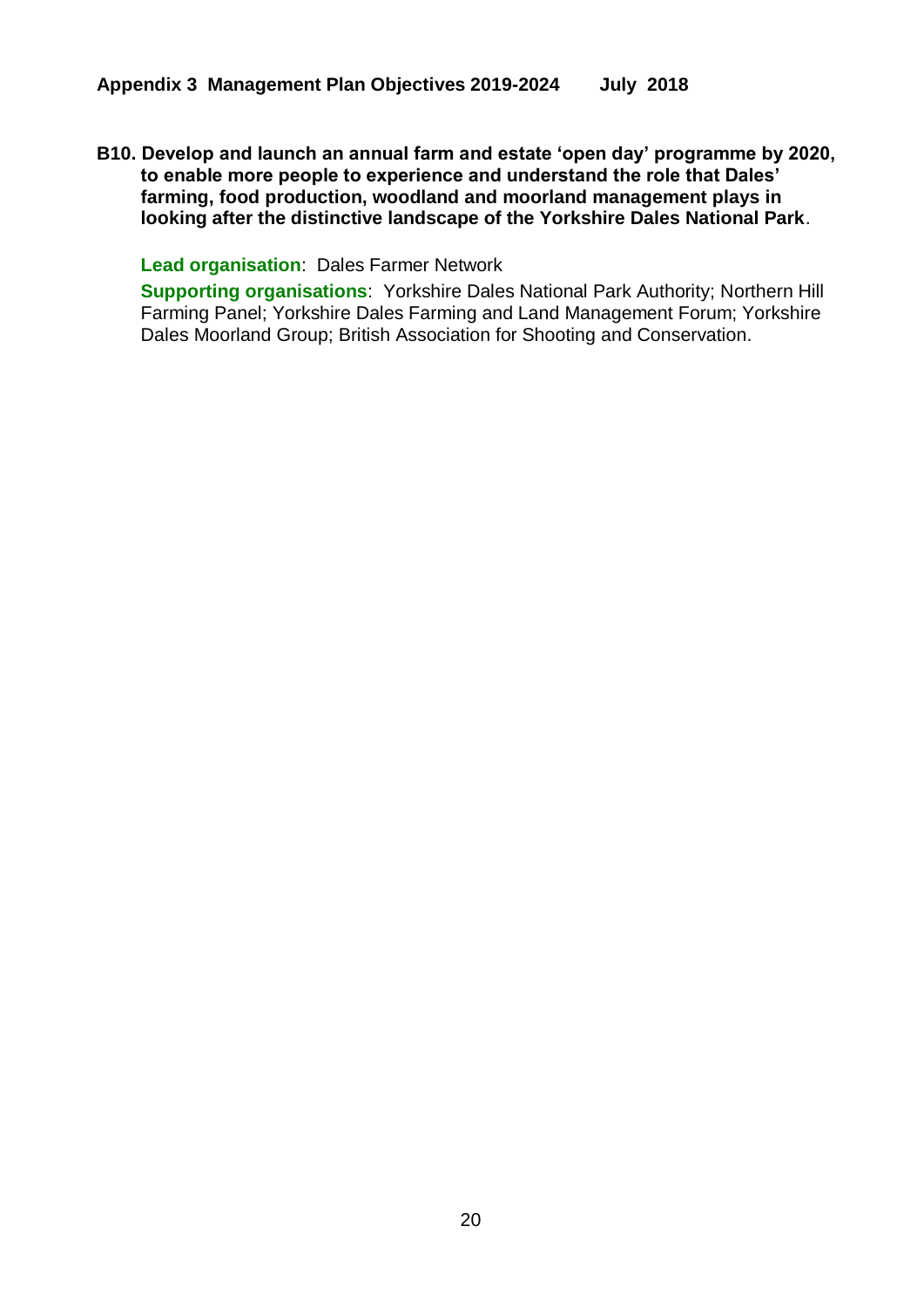**B10. Develop and launch an annual farm and estate 'open day' programme by 2020, to enable more people to experience and understand the role that Dales' farming, food production, woodland and moorland management plays in looking after the distinctive landscape of the Yorkshire Dales National Park**.

**Lead organisation**: Dales Farmer Network

**Supporting organisations**: Yorkshire Dales National Park Authority; Northern Hill Farming Panel; Yorkshire Dales Farming and Land Management Forum; Yorkshire Dales Moorland Group; British Association for Shooting and Conservation.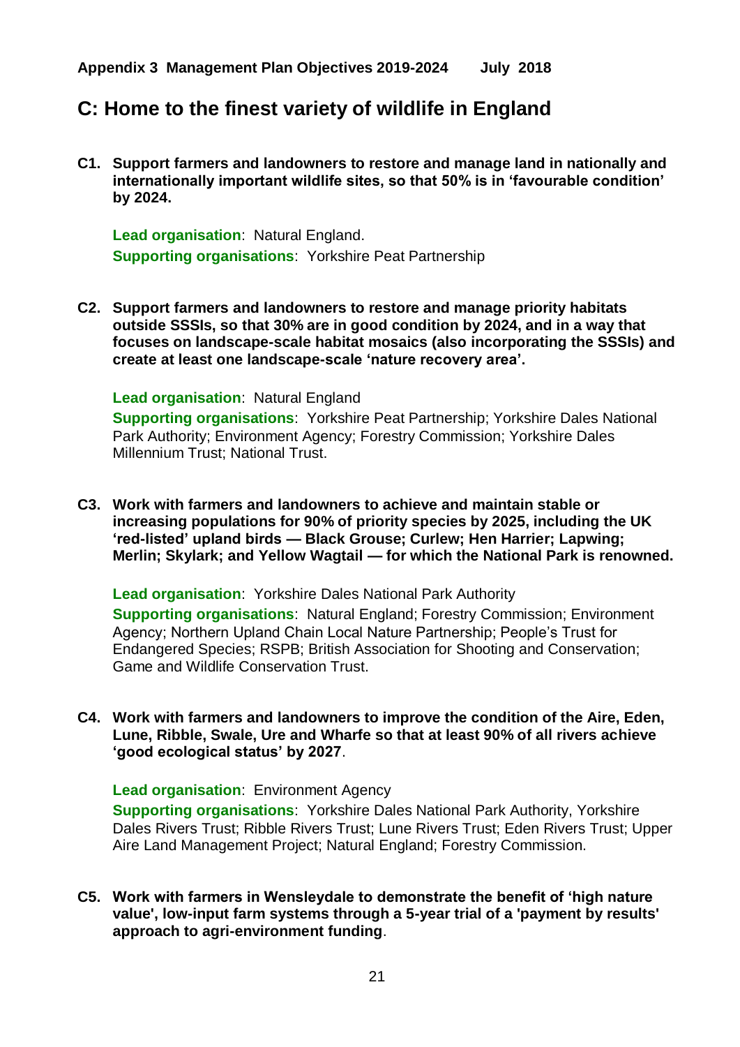**Appendix 3 Management Plan Objectives 2019-2024 July 2018**

## C: Home to the finest variety of wildlife in England

**C1. Support farmers and landowners to restore and manage land in nationally and internationally important wildlife sites, so that 50% is in 'favourable condition' by 2024.**

**Lead organisation**: Natural England.
**Supporting organisations**: Yorkshire Peat Partnership

**C2. Support farmers and landowners to restore and manage priority habitats outside SSSIs, so that 30% are in good condition by 2024, and in a way that focuses on landscape-scale habitat mosaics (also incorporating the SSSIs) and create at least one landscape-scale 'nature recovery area'.**

**Lead organisation**: Natural England
**Supporting organisations**: Yorkshire Peat Partnership; Yorkshire Dales National Park Authority; Environment Agency; Forestry Commission; Yorkshire Dales Millennium Trust; National Trust.

**C3. Work with farmers and landowners to achieve and maintain stable or increasing populations for 90% of priority species by 2025, including the UK 'red-listed' upland birds — Black Grouse; Curlew; Hen Harrier; Lapwing; Merlin; Skylark; and Yellow Wagtail — for which the National Park is renowned.**

**Lead organisation**: Yorkshire Dales National Park Authority
**Supporting organisations**: Natural England; Forestry Commission; Environment Agency; Northern Upland Chain Local Nature Partnership; People's Trust for Endangered Species; RSPB; British Association for Shooting and Conservation; Game and Wildlife Conservation Trust.

**C4. Work with farmers and landowners to improve the condition of the Aire, Eden, Lune, Ribble, Swale, Ure and Wharfe so that at least 90% of all rivers achieve 'good ecological status' by 2027**.

**Lead organisation**: Environment Agency
**Supporting organisations**: Yorkshire Dales National Park Authority, Yorkshire Dales Rivers Trust; Ribble Rivers Trust; Lune Rivers Trust; Eden Rivers Trust; Upper Aire Land Management Project; Natural England; Forestry Commission.

**C5. Work with farmers in Wensleydale to demonstrate the benefit of 'high nature value', low-input farm systems through a 5-year trial of a 'payment by results' approach to agri-environment funding**.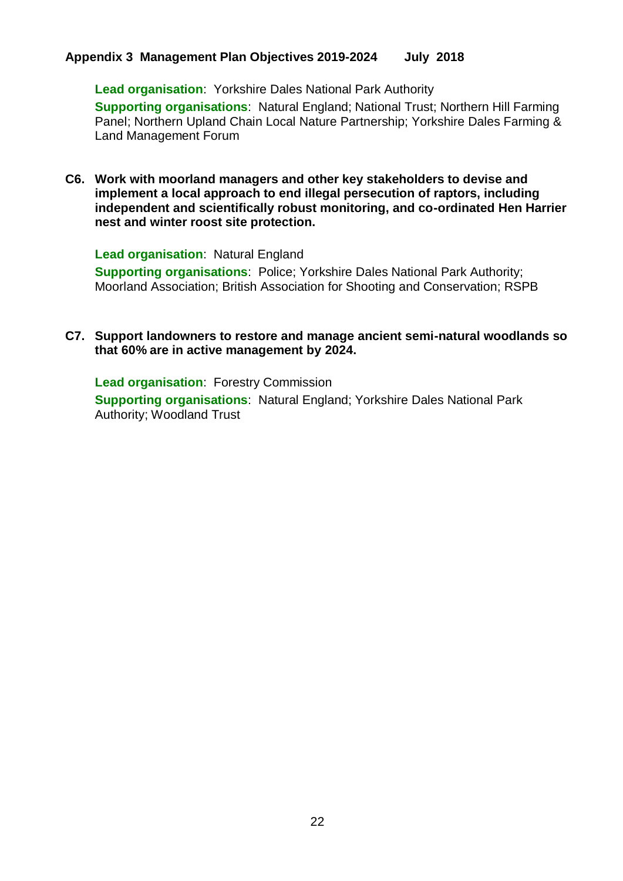**Lead organisation**: Yorkshire Dales National Park Authority

**Supporting organisations**: Natural England; National Trust; Northern Hill Farming Panel; Northern Upland Chain Local Nature Partnership; Yorkshire Dales Farming & Land Management Forum

**C6. Work with moorland managers and other key stakeholders to devise and implement a local approach to end illegal persecution of raptors, including independent and scientifically robust monitoring, and co-ordinated Hen Harrier nest and winter roost site protection.**

**Lead organisation**: Natural England

**Supporting organisations**: Police; Yorkshire Dales National Park Authority; Moorland Association; British Association for Shooting and Conservation; RSPB

**C7. Support landowners to restore and manage ancient semi-natural woodlands so that 60% are in active management by 2024.**

**Lead organisation**: Forestry Commission

**Supporting organisations**: Natural England; Yorkshire Dales National Park Authority; Woodland Trust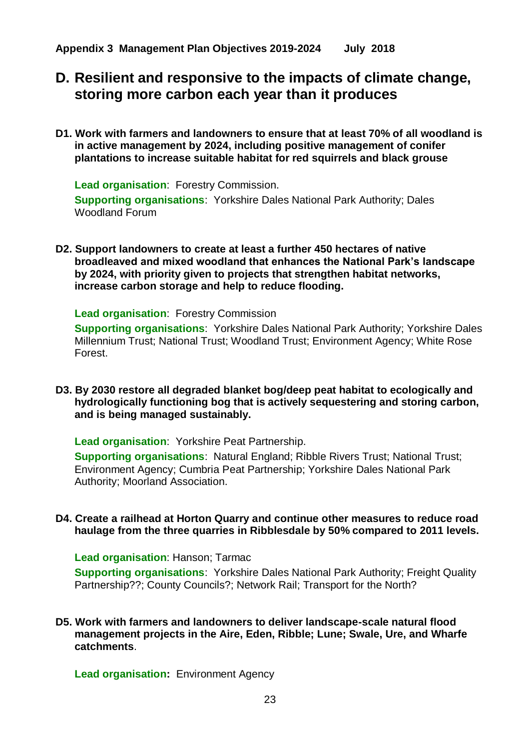**Appendix 3 Management Plan Objectives 2019-2024 July 2018**

# D. Resilient and responsive to the impacts of climate change, storing more carbon each year than it produces

**D1. Work with farmers and landowners to ensure that at least 70% of all woodland is in active management by 2024, including positive management of conifer plantations to increase suitable habitat for red squirrels and black grouse**

**Lead organisation**: Forestry Commission.

**Supporting organisations**: Yorkshire Dales National Park Authority; Dales Woodland Forum

**D2. Support landowners to create at least a further 450 hectares of native broadleaved and mixed woodland that enhances the National Park's landscape by 2024, with priority given to projects that strengthen habitat networks, increase carbon storage and help to reduce flooding.**

**Lead organisation**: Forestry Commission

**Supporting organisations**: Yorkshire Dales National Park Authority; Yorkshire Dales Millennium Trust; National Trust; Woodland Trust; Environment Agency; White Rose Forest.

**D3. By 2030 restore all degraded blanket bog/deep peat habitat to ecologically and hydrologically functioning bog that is actively sequestering and storing carbon, and is being managed sustainably.**

**Lead organisation**: Yorkshire Peat Partnership.

**Supporting organisations**: Natural England; Ribble Rivers Trust; National Trust; Environment Agency; Cumbria Peat Partnership; Yorkshire Dales National Park Authority; Moorland Association.

**D4. Create a railhead at Horton Quarry and continue other measures to reduce road haulage from the three quarries in Ribblesdale by 50% compared to 2011 levels.**

**Lead organisation**: Hanson; Tarmac

**Supporting organisations**: Yorkshire Dales National Park Authority; Freight Quality Partnership??; County Councils?; Network Rail; Transport for the North?

**D5. Work with farmers and landowners to deliver landscape-scale natural flood management projects in the Aire, Eden, Ribble; Lune; Swale, Ure, and Wharfe catchments**.

**Lead organisation:** Environment Agency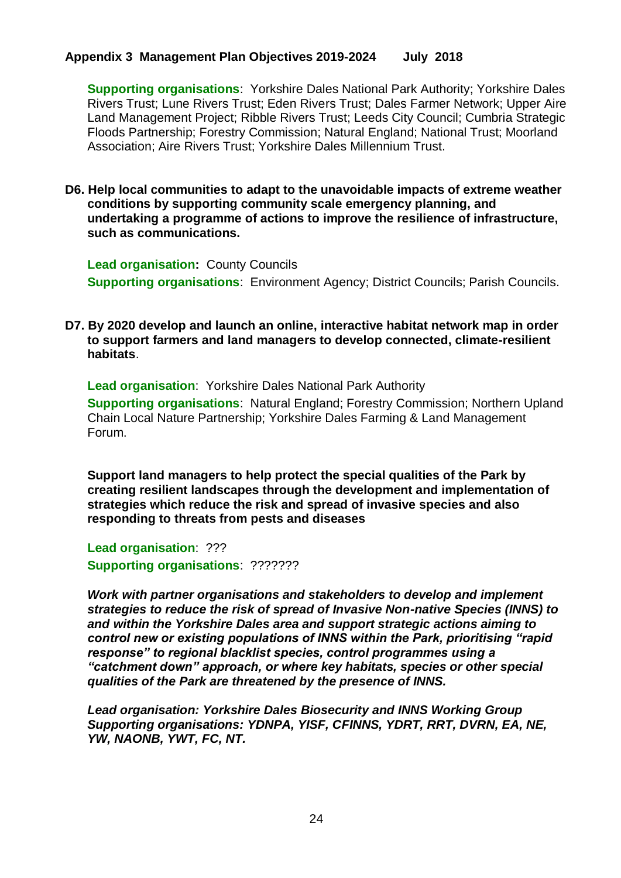**Supporting organisations**: Yorkshire Dales National Park Authority; Yorkshire Dales Rivers Trust; Lune Rivers Trust; Eden Rivers Trust; Dales Farmer Network; Upper Aire Land Management Project; Ribble Rivers Trust; Leeds City Council; Cumbria Strategic Floods Partnership; Forestry Commission; Natural England; National Trust; Moorland Association; Aire Rivers Trust; Yorkshire Dales Millennium Trust.

**D6. Help local communities to adapt to the unavoidable impacts of extreme weather conditions by supporting community scale emergency planning, and undertaking a programme of actions to improve the resilience of infrastructure, such as communications.**

**Lead organisation:** County Councils

**Supporting organisations**: Environment Agency; District Councils; Parish Councils.

**D7. By 2020 develop and launch an online, interactive habitat network map in order to support farmers and land managers to develop connected, climate-resilient habitats**.

**Lead organisation**: Yorkshire Dales National Park Authority

**Supporting organisations**: Natural England; Forestry Commission; Northern Upland Chain Local Nature Partnership; Yorkshire Dales Farming & Land Management Forum.

**Support land managers to help protect the special qualities of the Park by creating resilient landscapes through the development and implementation of strategies which reduce the risk and spread of invasive species and also responding to threats from pests and diseases**

**Lead organisation**: ???

**Supporting organisations**: ???????

***Work with partner organisations and stakeholders to develop and implement strategies to reduce the risk of spread of Invasive Non-native Species (INNS) to and within the Yorkshire Dales area and support strategic actions aiming to control new or existing populations of INNS within the Park, prioritising "rapid response" to regional blacklist species, control programmes using a "catchment down" approach, or where key habitats, species or other special qualities of the Park are threatened by the presence of INNS.***

***Lead organisation: Yorkshire Dales Biosecurity and INNS Working Group***
***Supporting organisations: YDNPA, YISF, CFINNS, YDRT, RRT, DVRN, EA, NE, YW, NAONB, YWT, FC, NT.***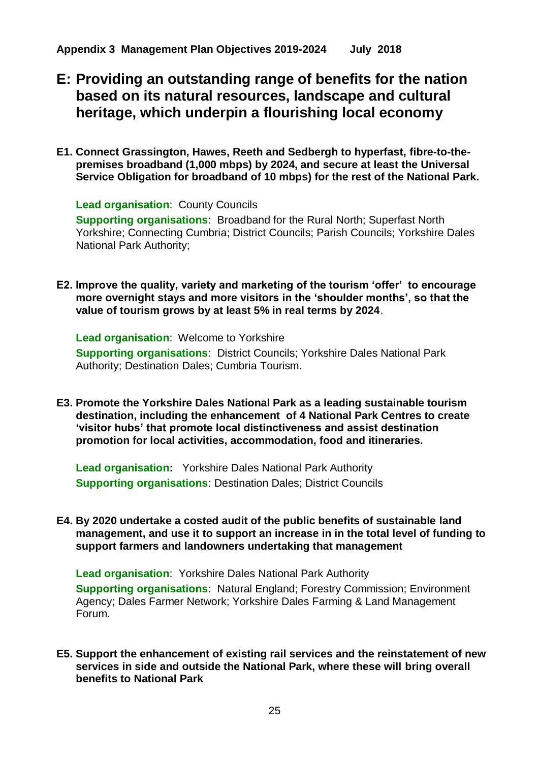**Appendix 3 Management Plan Objectives 2019-2024 July 2018**

# E: Providing an outstanding range of benefits for the nation based on its natural resources, landscape and cultural heritage, which underpin a flourishing local economy

**E1. Connect Grassington, Hawes, Reeth and Sedbergh to hyperfast, fibre-to-the-premises broadband (1,000 mbps) by 2024, and secure at least the Universal Service Obligation for broadband of 10 mbps) for the rest of the National Park.**

**Lead organisation**: County Councils

**Supporting organisations**: Broadband for the Rural North; Superfast North Yorkshire; Connecting Cumbria; District Councils; Parish Councils; Yorkshire Dales National Park Authority;

**E2. Improve the quality, variety and marketing of the tourism 'offer' to encourage more overnight stays and more visitors in the 'shoulder months', so that the value of tourism grows by at least 5% in real terms by 2024**.

**Lead organisation**: Welcome to Yorkshire

**Supporting organisations**: District Councils; Yorkshire Dales National Park Authority; Destination Dales; Cumbria Tourism.

**E3. Promote the Yorkshire Dales National Park as a leading sustainable tourism destination, including the enhancement of 4 National Park Centres to create 'visitor hubs' that promote local distinctiveness and assist destination promotion for local activities, accommodation, food and itineraries.**

**Lead organisation:** Yorkshire Dales National Park Authority

**Supporting organisations**: Destination Dales; District Councils

**E4. By 2020 undertake a costed audit of the public benefits of sustainable land management, and use it to support an increase in in the total level of funding to support farmers and landowners undertaking that management**

**Lead organisation**: Yorkshire Dales National Park Authority

**Supporting organisations**: Natural England; Forestry Commission; Environment Agency; Dales Farmer Network; Yorkshire Dales Farming & Land Management Forum.

**E5. Support the enhancement of existing rail services and the reinstatement of new services in side and outside the National Park, where these will bring overall benefits to National Park**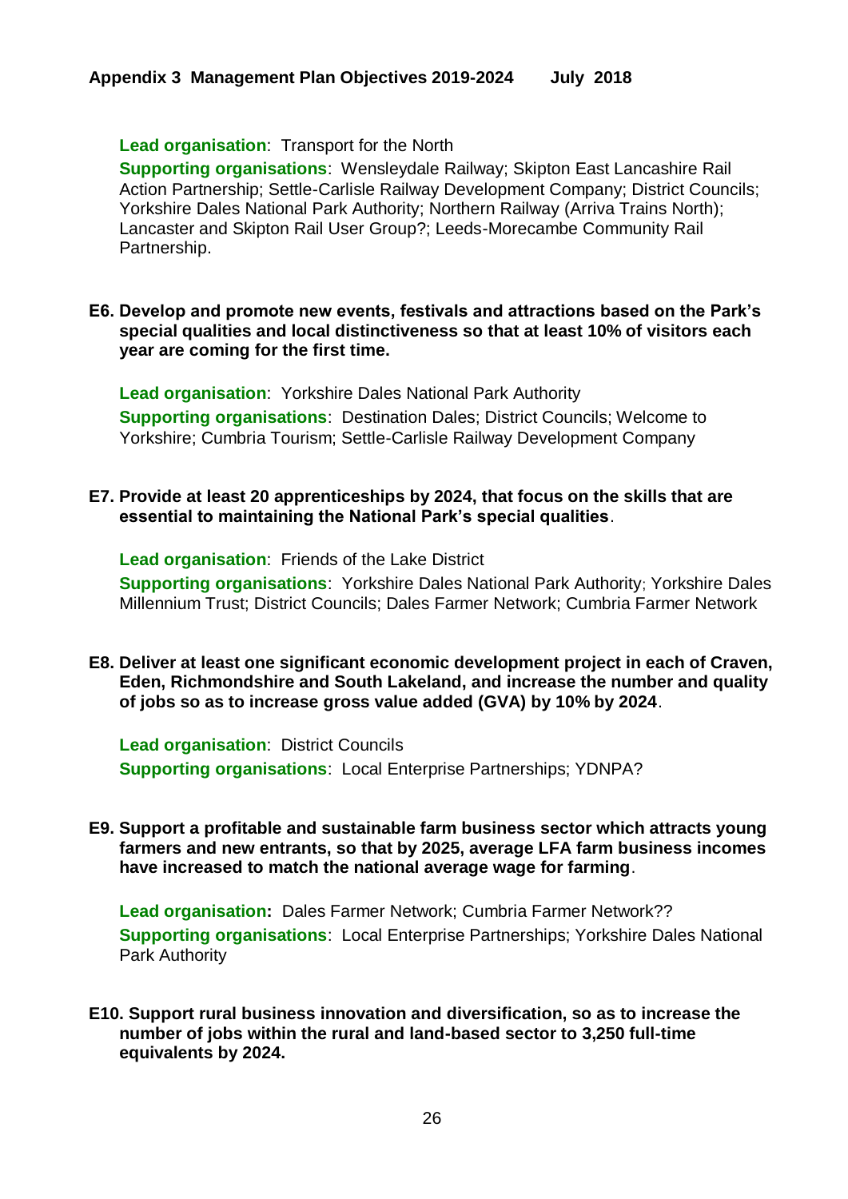**Lead organisation**: Transport for the North

**Supporting organisations**: Wensleydale Railway; Skipton East Lancashire Rail Action Partnership; Settle-Carlisle Railway Development Company; District Councils; Yorkshire Dales National Park Authority; Northern Railway (Arriva Trains North); Lancaster and Skipton Rail User Group?; Leeds-Morecambe Community Rail Partnership.

**E6. Develop and promote new events, festivals and attractions based on the Park's special qualities and local distinctiveness so that at least 10% of visitors each year are coming for the first time.**

**Lead organisation**: Yorkshire Dales National Park Authority

**Supporting organisations**: Destination Dales; District Councils; Welcome to Yorkshire; Cumbria Tourism; Settle-Carlisle Railway Development Company

**E7. Provide at least 20 apprenticeships by 2024, that focus on the skills that are essential to maintaining the National Park's special qualities**.

**Lead organisation**: Friends of the Lake District

**Supporting organisations**: Yorkshire Dales National Park Authority; Yorkshire Dales Millennium Trust; District Councils; Dales Farmer Network; Cumbria Farmer Network

**E8. Deliver at least one significant economic development project in each of Craven, Eden, Richmondshire and South Lakeland, and increase the number and quality of jobs so as to increase gross value added (GVA) by 10% by 2024**.

**Lead organisation**: District Councils

**Supporting organisations**: Local Enterprise Partnerships; YDNPA?

**E9. Support a profitable and sustainable farm business sector which attracts young farmers and new entrants, so that by 2025, average LFA farm business incomes have increased to match the national average wage for farming**.

**Lead organisation:** Dales Farmer Network; Cumbria Farmer Network??

**Supporting organisations**: Local Enterprise Partnerships; Yorkshire Dales National Park Authority

**E10. Support rural business innovation and diversification, so as to increase the number of jobs within the rural and land-based sector to 3,250 full-time equivalents by 2024.**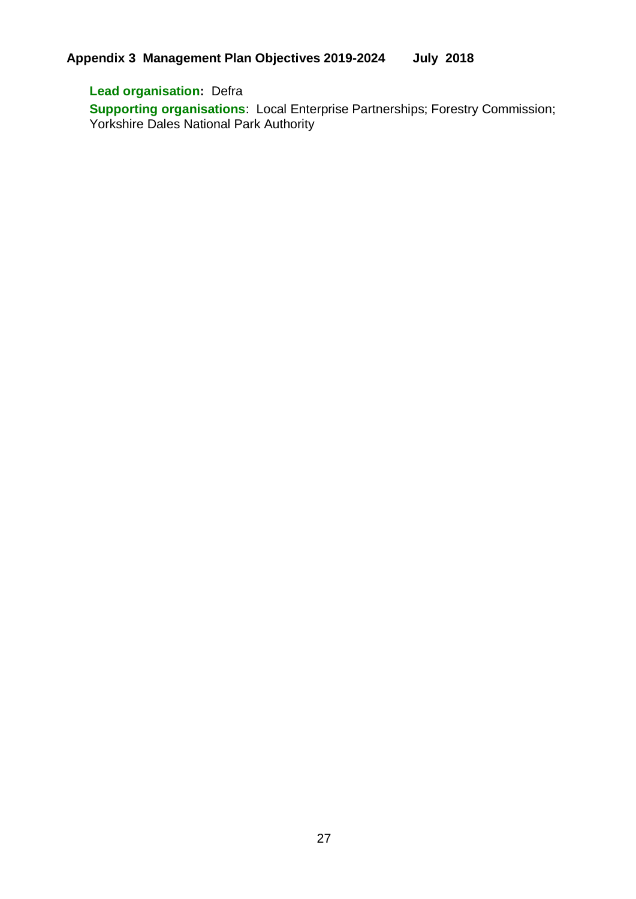**Lead organisation:** Defra

**Supporting organisations**: Local Enterprise Partnerships; Forestry Commission; Yorkshire Dales National Park Authority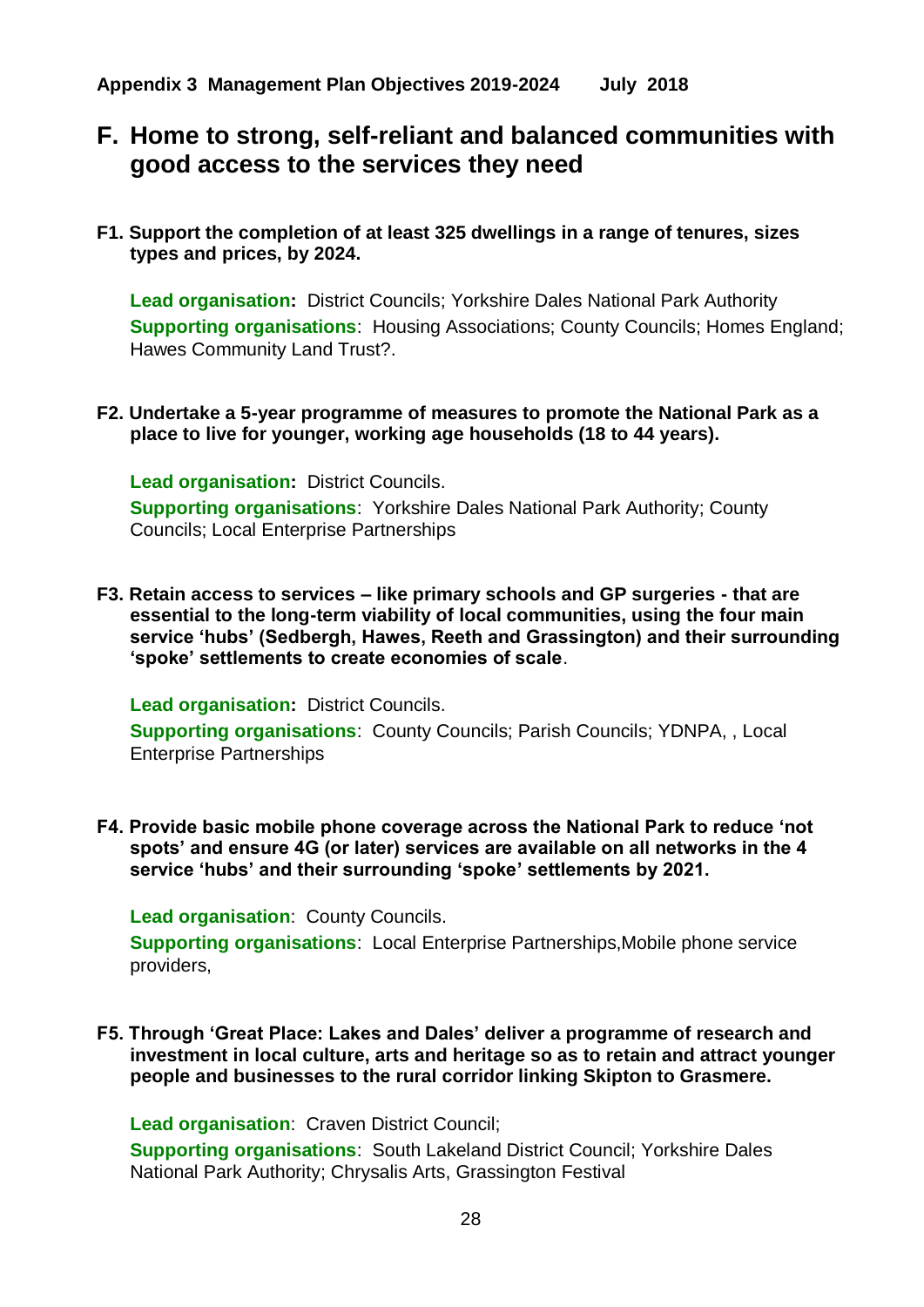**Appendix 3 Management Plan Objectives 2019-2024 July 2018**

## F. Home to strong, self-reliant and balanced communities with good access to the services they need

**F1. Support the completion of at least 325 dwellings in a range of tenures, sizes types and prices, by 2024.**

**Lead organisation:** District Councils; Yorkshire Dales National Park Authority
**Supporting organisations**: Housing Associations; County Councils; Homes England; Hawes Community Land Trust?.

**F2. Undertake a 5-year programme of measures to promote the National Park as a place to live for younger, working age households (18 to 44 years).**

**Lead organisation:** District Councils.
**Supporting organisations**: Yorkshire Dales National Park Authority; County Councils; Local Enterprise Partnerships

**F3. Retain access to services – like primary schools and GP surgeries - that are essential to the long-term viability of local communities, using the four main service 'hubs' (Sedbergh, Hawes, Reeth and Grassington) and their surrounding 'spoke' settlements to create economies of scale**.

**Lead organisation:** District Councils.
**Supporting organisations**: County Councils; Parish Councils; YDNPA, , Local Enterprise Partnerships

**F4. Provide basic mobile phone coverage across the National Park to reduce 'not spots' and ensure 4G (or later) services are available on all networks in the 4 service 'hubs' and their surrounding 'spoke' settlements by 2021.**

**Lead organisation**: County Councils.
**Supporting organisations**: Local Enterprise Partnerships,Mobile phone service providers,

**F5. Through 'Great Place: Lakes and Dales' deliver a programme of research and investment in local culture, arts and heritage so as to retain and attract younger people and businesses to the rural corridor linking Skipton to Grasmere.**

**Lead organisation**: Craven District Council;
**Supporting organisations**: South Lakeland District Council; Yorkshire Dales National Park Authority; Chrysalis Arts, Grassington Festival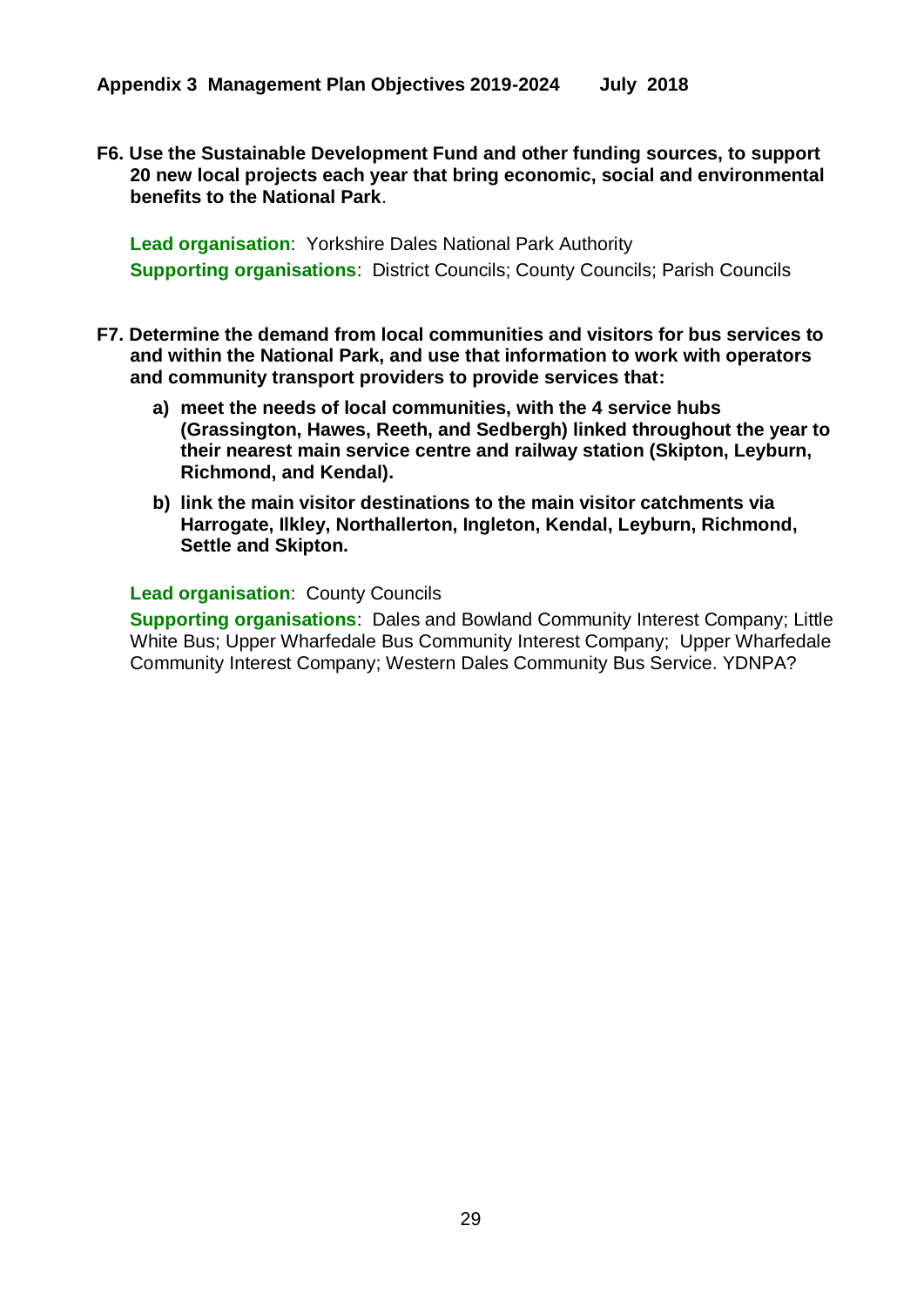**F6. Use the Sustainable Development Fund and other funding sources, to support 20 new local projects each year that bring economic, social and environmental benefits to the National Park**.

**Lead organisation**: Yorkshire Dales National Park Authority
**Supporting organisations**: District Councils; County Councils; Parish Councils

**F7. Determine the demand from local communities and visitors for bus services to and within the National Park, and use that information to work with operators and community transport providers to provide services that:**

a) **meet the needs of local communities, with the 4 service hubs (Grassington, Hawes, Reeth, and Sedbergh) linked throughout the year to their nearest main service centre and railway station (Skipton, Leyburn, Richmond, and Kendal).**

b) **link the main visitor destinations to the main visitor catchments via Harrogate, Ilkley, Northallerton, Ingleton, Kendal, Leyburn, Richmond, Settle and Skipton.**

**Lead organisation**: County Councils
**Supporting organisations**: Dales and Bowland Community Interest Company; Little White Bus; Upper Wharfedale Bus Community Interest Company; Upper Wharfedale Community Interest Company; Western Dales Community Bus Service. YDNPA?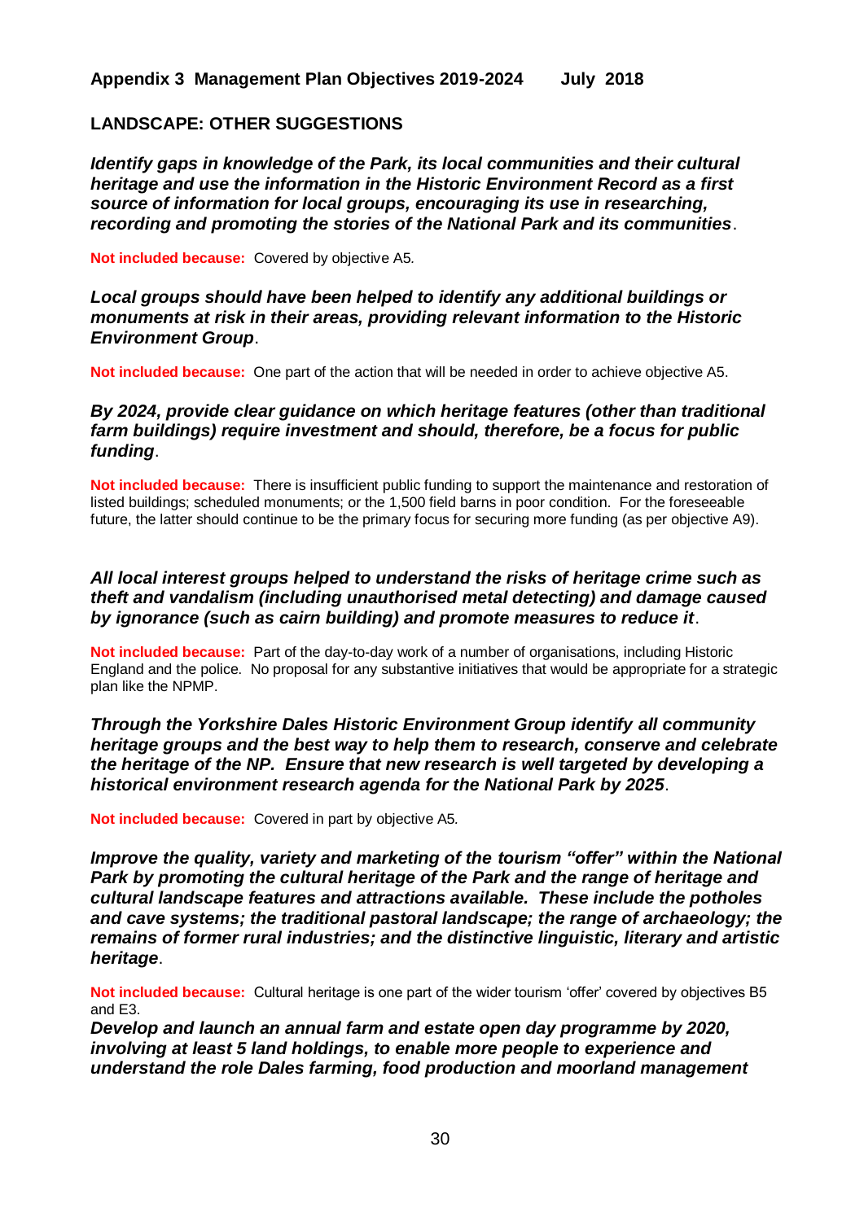**Appendix 3 Management Plan Objectives 2019-2024 July 2018**

## LANDSCAPE: OTHER SUGGESTIONS

***Identify gaps in knowledge of the Park, its local communities and their cultural heritage and use the information in the Historic Environment Record as a first source of information for local groups, encouraging its use in researching, recording and promoting the stories of the National Park and its communities***.

**Not included because:** Covered by objective A5.

***Local groups should have been helped to identify any additional buildings or monuments at risk in their areas, providing relevant information to the Historic Environment Group***.

**Not included because:** One part of the action that will be needed in order to achieve objective A5.

***By 2024, provide clear guidance on which heritage features (other than traditional farm buildings) require investment and should, therefore, be a focus for public funding***.

**Not included because:** There is insufficient public funding to support the maintenance and restoration of listed buildings; scheduled monuments; or the 1,500 field barns in poor condition. For the foreseeable future, the latter should continue to be the primary focus for securing more funding (as per objective A9).

***All local interest groups helped to understand the risks of heritage crime such as theft and vandalism (including unauthorised metal detecting) and damage caused by ignorance (such as cairn building) and promote measures to reduce it***.

**Not included because:** Part of the day-to-day work of a number of organisations, including Historic England and the police. No proposal for any substantive initiatives that would be appropriate for a strategic plan like the NPMP.

***Through the Yorkshire Dales Historic Environment Group identify all community heritage groups and the best way to help them to research, conserve and celebrate the heritage of the NP. Ensure that new research is well targeted by developing a historical environment research agenda for the National Park by 2025***.

**Not included because:** Covered in part by objective A5.

***Improve the quality, variety and marketing of the tourism "offer" within the National Park by promoting the cultural heritage of the Park and the range of heritage and cultural landscape features and attractions available. These include the potholes and cave systems; the traditional pastoral landscape; the range of archaeology; the remains of former rural industries; and the distinctive linguistic, literary and artistic heritage***.

**Not included because:** Cultural heritage is one part of the wider tourism 'offer' covered by objectives B5 and E3.

***Develop and launch an annual farm and estate open day programme by 2020, involving at least 5 land holdings, to enable more people to experience and understand the role Dales farming, food production and moorland management***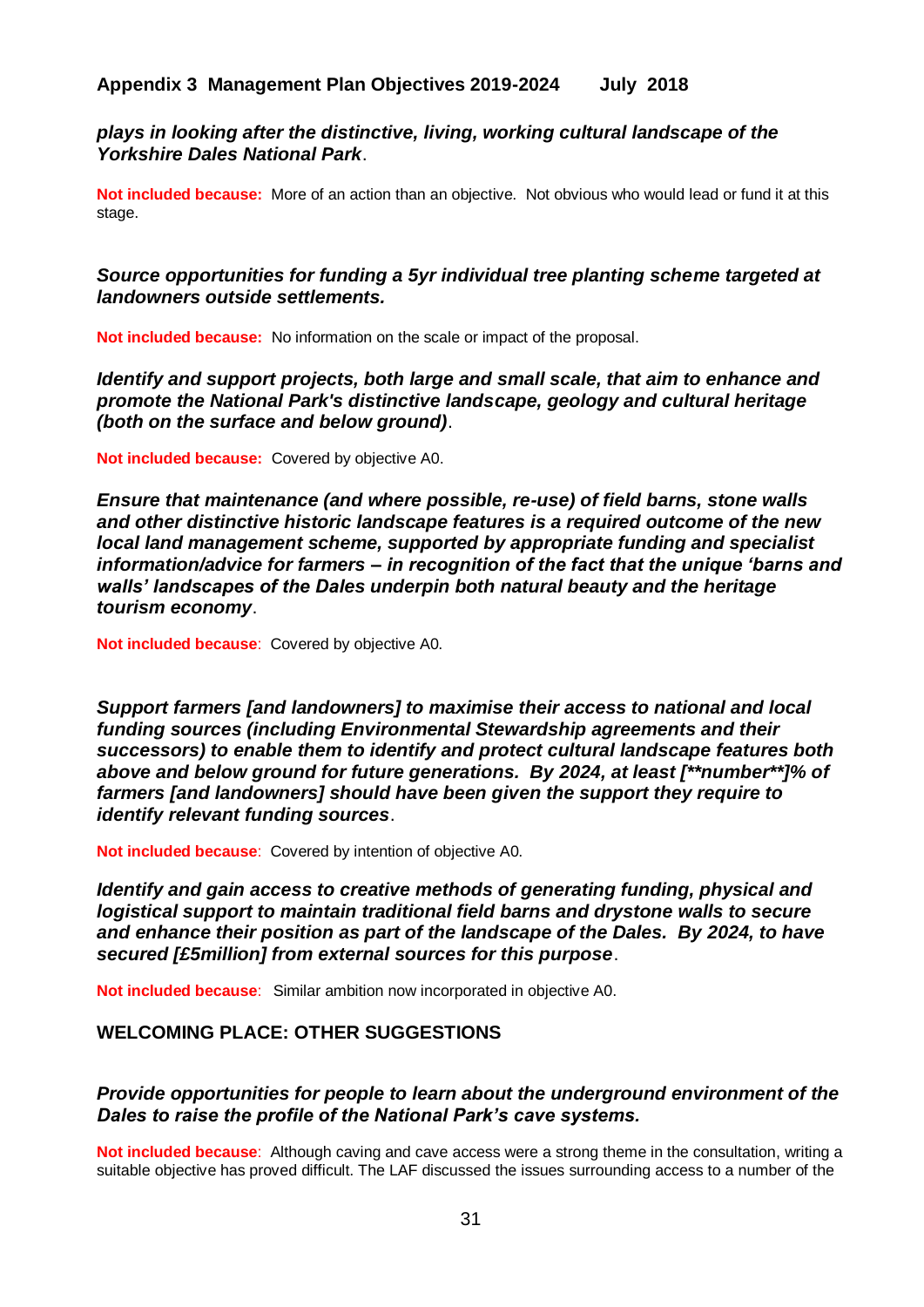***plays in looking after the distinctive, living, working cultural landscape of the Yorkshire Dales National Park***.

**Not included because:** More of an action than an objective. Not obvious who would lead or fund it at this stage.

***Source opportunities for funding a 5yr individual tree planting scheme targeted at landowners outside settlements.***

**Not included because:** No information on the scale or impact of the proposal.

***Identify and support projects, both large and small scale, that aim to enhance and promote the National Park's distinctive landscape, geology and cultural heritage (both on the surface and below ground)***.

**Not included because:** Covered by objective A0.

***Ensure that maintenance (and where possible, re-use) of field barns, stone walls and other distinctive historic landscape features is a required outcome of the new local land management scheme, supported by appropriate funding and specialist information/advice for farmers – in recognition of the fact that the unique 'barns and walls' landscapes of the Dales underpin both natural beauty and the heritage tourism economy***.

**Not included because**: Covered by objective A0.

***Support farmers [and landowners] to maximise their access to national and local funding sources (including Environmental Stewardship agreements and their successors) to enable them to identify and protect cultural landscape features both above and below ground for future generations. By 2024, at least [**number**]% of farmers [and landowners] should have been given the support they require to identify relevant funding sources***.

**Not included because**: Covered by intention of objective A0.

***Identify and gain access to creative methods of generating funding, physical and logistical support to maintain traditional field barns and drystone walls to secure and enhance their position as part of the landscape of the Dales. By 2024, to have secured [£5million] from external sources for this purpose***.

**Not included because**: Similar ambition now incorporated in objective A0.

## WELCOMING PLACE: OTHER SUGGESTIONS

***Provide opportunities for people to learn about the underground environment of the Dales to raise the profile of the National Park's cave systems.***

**Not included because**: Although caving and cave access were a strong theme in the consultation, writing a suitable objective has proved difficult. The LAF discussed the issues surrounding access to a number of the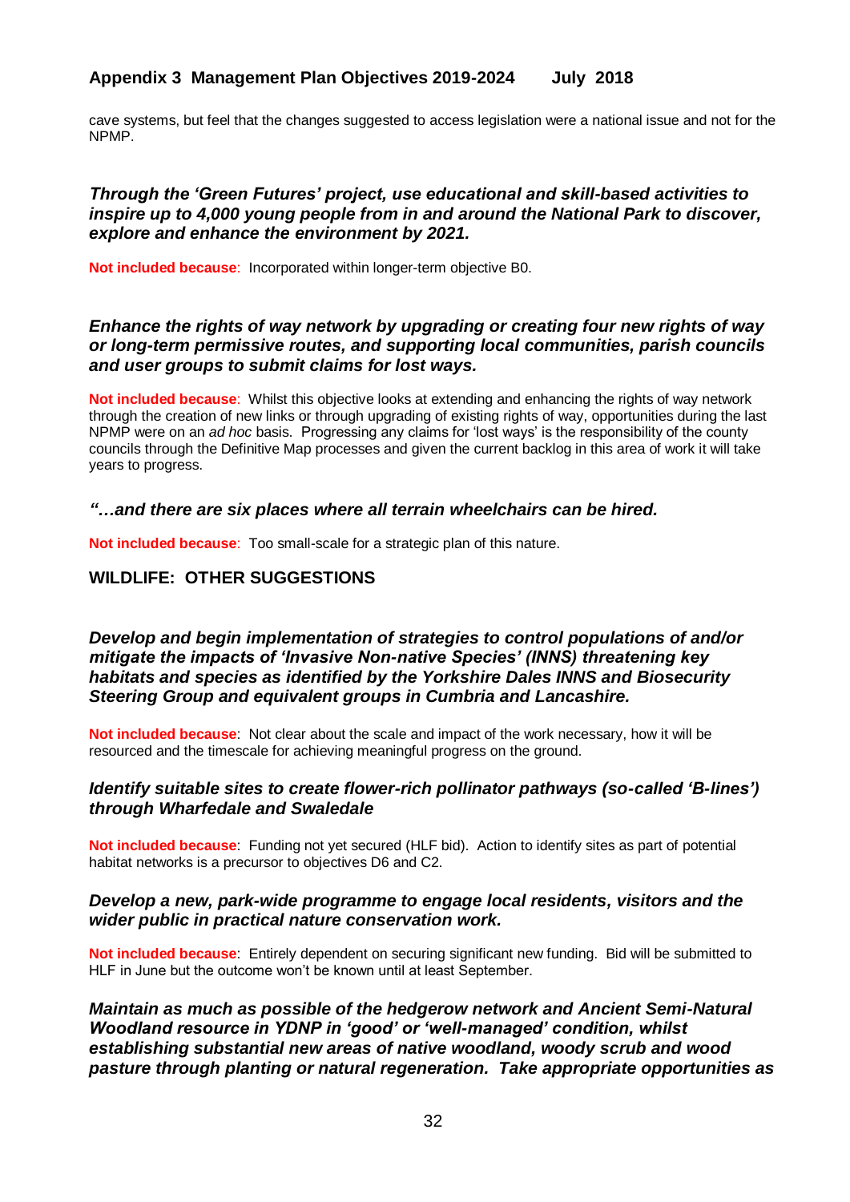cave systems, but feel that the changes suggested to access legislation were a national issue and not for the NPMP.

***Through the 'Green Futures' project, use educational and skill-based activities to inspire up to 4,000 young people from in and around the National Park to discover, explore and enhance the environment by 2021.***

**Not included because**: Incorporated within longer-term objective B0.

***Enhance the rights of way network by upgrading or creating four new rights of way or long-term permissive routes, and supporting local communities, parish councils and user groups to submit claims for lost ways.***

**Not included because**: Whilst this objective looks at extending and enhancing the rights of way network through the creation of new links or through upgrading of existing rights of way, opportunities during the last NPMP were on an *ad hoc* basis. Progressing any claims for 'lost ways' is the responsibility of the county councils through the Definitive Map processes and given the current backlog in this area of work it will take years to progress.

***"…and there are six places where all terrain wheelchairs can be hired.***

**Not included because**: Too small-scale for a strategic plan of this nature.

## WILDLIFE: OTHER SUGGESTIONS

***Develop and begin implementation of strategies to control populations of and/or mitigate the impacts of 'Invasive Non-native Species' (INNS) threatening key habitats and species as identified by the Yorkshire Dales INNS and Biosecurity Steering Group and equivalent groups in Cumbria and Lancashire.***

**Not included because**: Not clear about the scale and impact of the work necessary, how it will be resourced and the timescale for achieving meaningful progress on the ground.

***Identify suitable sites to create flower-rich pollinator pathways (so-called 'B-lines') through Wharfedale and Swaledale***

**Not included because**: Funding not yet secured (HLF bid). Action to identify sites as part of potential habitat networks is a precursor to objectives D6 and C2.

***Develop a new, park-wide programme to engage local residents, visitors and the wider public in practical nature conservation work.***

**Not included because**: Entirely dependent on securing significant new funding. Bid will be submitted to HLF in June but the outcome won't be known until at least September.

***Maintain as much as possible of the hedgerow network and Ancient Semi-Natural Woodland resource in YDNP in 'good' or 'well-managed' condition, whilst establishing substantial new areas of native woodland, woody scrub and wood pasture through planting or natural regeneration. Take appropriate opportunities as***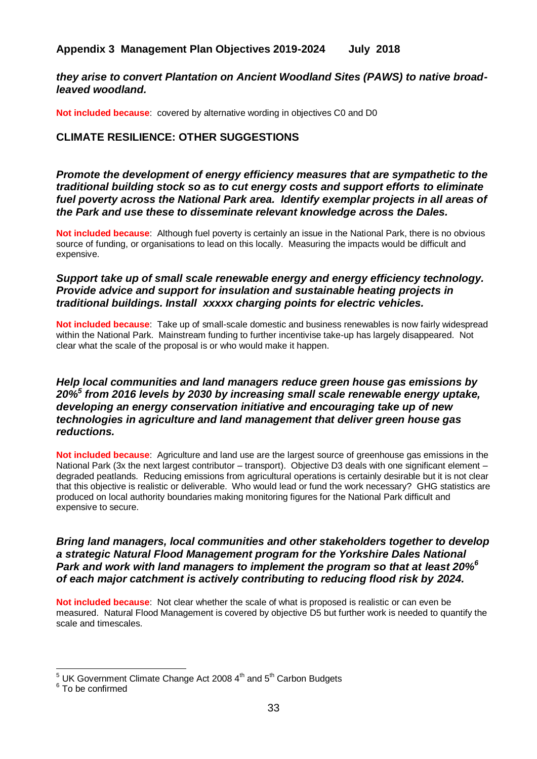***they arise to convert Plantation on Ancient Woodland Sites (PAWS) to native broad-leaved woodland.***

**Not included because**: covered by alternative wording in objectives C0 and D0

## CLIMATE RESILIENCE: OTHER SUGGESTIONS

***Promote the development of energy efficiency measures that are sympathetic to the traditional building stock so as to cut energy costs and support efforts to eliminate fuel poverty across the National Park area. Identify exemplar projects in all areas of the Park and use these to disseminate relevant knowledge across the Dales.***

**Not included because**: Although fuel poverty is certainly an issue in the National Park, there is no obvious source of funding, or organisations to lead on this locally. Measuring the impacts would be difficult and expensive.

***Support take up of small scale renewable energy and energy efficiency technology. Provide advice and support for insulation and sustainable heating projects in traditional buildings. Install xxxxx charging points for electric vehicles.***

**Not included because**: Take up of small-scale domestic and business renewables is now fairly widespread within the National Park. Mainstream funding to further incentivise take-up has largely disappeared. Not clear what the scale of the proposal is or who would make it happen.

***Help local communities and land managers reduce green house gas emissions by 20%[5] from 2016 levels by 2030 by increasing small scale renewable energy uptake, developing an energy conservation initiative and encouraging take up of new technologies in agriculture and land management that deliver green house gas reductions.***

**Not included because**: Agriculture and land use are the largest source of greenhouse gas emissions in the National Park (3x the next largest contributor – transport). Objective D3 deals with one significant element – degraded peatlands. Reducing emissions from agricultural operations is certainly desirable but it is not clear that this objective is realistic or deliverable. Who would lead or fund the work necessary? GHG statistics are produced on local authority boundaries making monitoring figures for the National Park difficult and expensive to secure.

***Bring land managers, local communities and other stakeholders together to develop a strategic Natural Flood Management program for the Yorkshire Dales National Park and work with land managers to implement the program so that at least 20%[6] of each major catchment is actively contributing to reducing flood risk by 2024.***

**Not included because**: Not clear whether the scale of what is proposed is realistic or can even be measured. Natural Flood Management is covered by objective D5 but further work is needed to quantify the scale and timescales.

[5] UK Government Climate Change Act 2008 4th and 5th Carbon Budgets

[6] To be confirmed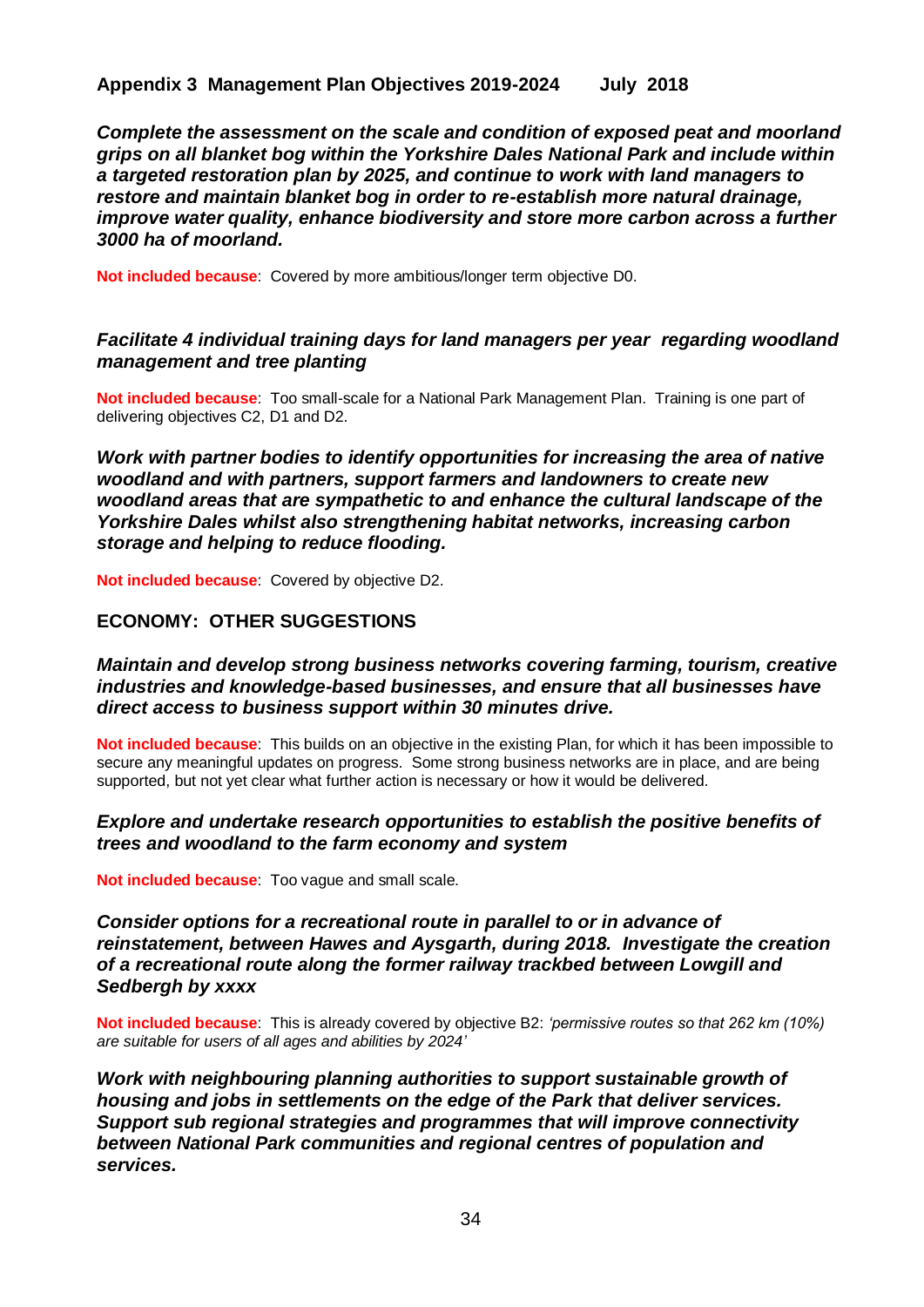**Appendix 3 Management Plan Objectives 2019-2024 July 2018**

***Complete the assessment on the scale and condition of exposed peat and moorland grips on all blanket bog within the Yorkshire Dales National Park and include within a targeted restoration plan by 2025, and continue to work with land managers to restore and maintain blanket bog in order to re-establish more natural drainage, improve water quality, enhance biodiversity and store more carbon across a further 3000 ha of moorland.***

**Not included because**: Covered by more ambitious/longer term objective D0.

***Facilitate 4 individual training days for land managers per year regarding woodland management and tree planting***

**Not included because**: Too small-scale for a National Park Management Plan. Training is one part of delivering objectives C2, D1 and D2.

***Work with partner bodies to identify opportunities for increasing the area of native woodland and with partners, support farmers and landowners to create new woodland areas that are sympathetic to and enhance the cultural landscape of the Yorkshire Dales whilst also strengthening habitat networks, increasing carbon storage and helping to reduce flooding.***

**Not included because**: Covered by objective D2.

## ECONOMY: OTHER SUGGESTIONS

***Maintain and develop strong business networks covering farming, tourism, creative industries and knowledge-based businesses, and ensure that all businesses have direct access to business support within 30 minutes drive.***

**Not included because**: This builds on an objective in the existing Plan, for which it has been impossible to secure any meaningful updates on progress. Some strong business networks are in place, and are being supported, but not yet clear what further action is necessary or how it would be delivered.

***Explore and undertake research opportunities to establish the positive benefits of trees and woodland to the farm economy and system***

**Not included because**: Too vague and small scale.

***Consider options for a recreational route in parallel to or in advance of reinstatement, between Hawes and Aysgarth, during 2018. Investigate the creation of a recreational route along the former railway trackbed between Lowgill and Sedbergh by xxxx***

**Not included because**: This is already covered by objective B2: *'permissive routes so that 262 km (10%) are suitable for users of all ages and abilities by 2024'*

***Work with neighbouring planning authorities to support sustainable growth of housing and jobs in settlements on the edge of the Park that deliver services. Support sub regional strategies and programmes that will improve connectivity between National Park communities and regional centres of population and services.***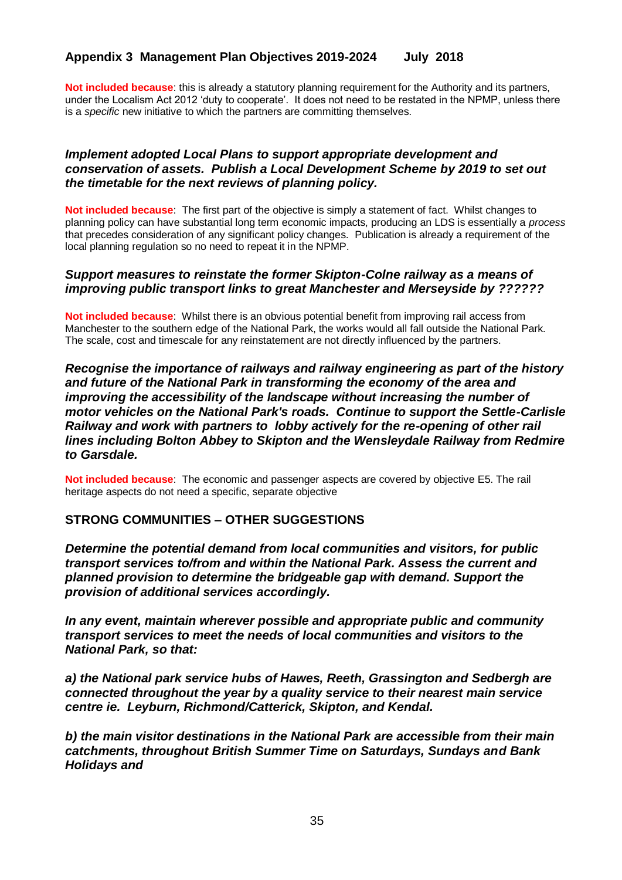## Appendix 3 Management Plan Objectives 2019-2024 July 2018

**Not included because**: this is already a statutory planning requirement for the Authority and its partners, under the Localism Act 2012 'duty to cooperate'. It does not need to be restated in the NPMP, unless there is a *specific* new initiative to which the partners are committing themselves.

***Implement adopted Local Plans to support appropriate development and conservation of assets. Publish a Local Development Scheme by 2019 to set out the timetable for the next reviews of planning policy.***

**Not included because**: The first part of the objective is simply a statement of fact. Whilst changes to planning policy can have substantial long term economic impacts, producing an LDS is essentially a *process* that precedes consideration of any significant policy changes. Publication is already a requirement of the local planning regulation so no need to repeat it in the NPMP.

***Support measures to reinstate the former Skipton-Colne railway as a means of improving public transport links to great Manchester and Merseyside by ??????***

**Not included because**: Whilst there is an obvious potential benefit from improving rail access from Manchester to the southern edge of the National Park, the works would all fall outside the National Park. The scale, cost and timescale for any reinstatement are not directly influenced by the partners.

***Recognise the importance of railways and railway engineering as part of the history and future of the National Park in transforming the economy of the area and improving the accessibility of the landscape without increasing the number of motor vehicles on the National Park's roads. Continue to support the Settle-Carlisle Railway and work with partners to lobby actively for the re-opening of other rail lines including Bolton Abbey to Skipton and the Wensleydale Railway from Redmire to Garsdale.***

**Not included because**: The economic and passenger aspects are covered by objective E5. The rail heritage aspects do not need a specific, separate objective

### STRONG COMMUNITIES – OTHER SUGGESTIONS

***Determine the potential demand from local communities and visitors, for public transport services to/from and within the National Park. Assess the current and planned provision to determine the bridgeable gap with demand. Support the provision of additional services accordingly.***

***In any event, maintain wherever possible and appropriate public and community transport services to meet the needs of local communities and visitors to the National Park, so that:***

***a) the National park service hubs of Hawes, Reeth, Grassington and Sedbergh are connected throughout the year by a quality service to their nearest main service centre ie. Leyburn, Richmond/Catterick, Skipton, and Kendal.***

***b) the main visitor destinations in the National Park are accessible from their main catchments, throughout British Summer Time on Saturdays, Sundays and Bank Holidays and***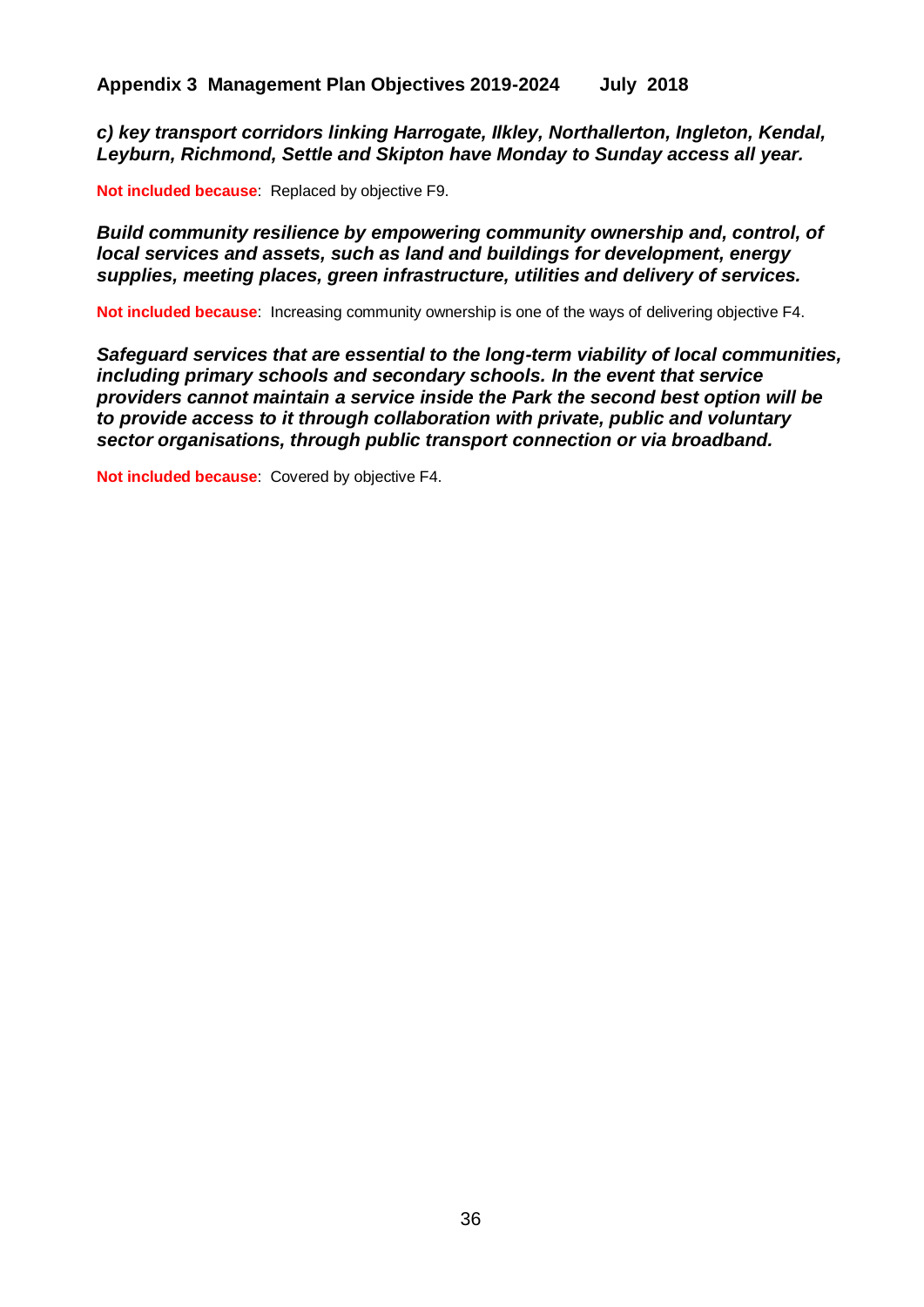***c) key transport corridors linking Harrogate, Ilkley, Northallerton, Ingleton, Kendal, Leyburn, Richmond, Settle and Skipton have Monday to Sunday access all year.***

**Not included because**: Replaced by objective F9.

***Build community resilience by empowering community ownership and, control, of local services and assets, such as land and buildings for development, energy supplies, meeting places, green infrastructure, utilities and delivery of services.***

**Not included because**: Increasing community ownership is one of the ways of delivering objective F4.

***Safeguard services that are essential to the long-term viability of local communities, including primary schools and secondary schools. In the event that service providers cannot maintain a service inside the Park the second best option will be to provide access to it through collaboration with private, public and voluntary sector organisations, through public transport connection or via broadband.***

**Not included because**: Covered by objective F4.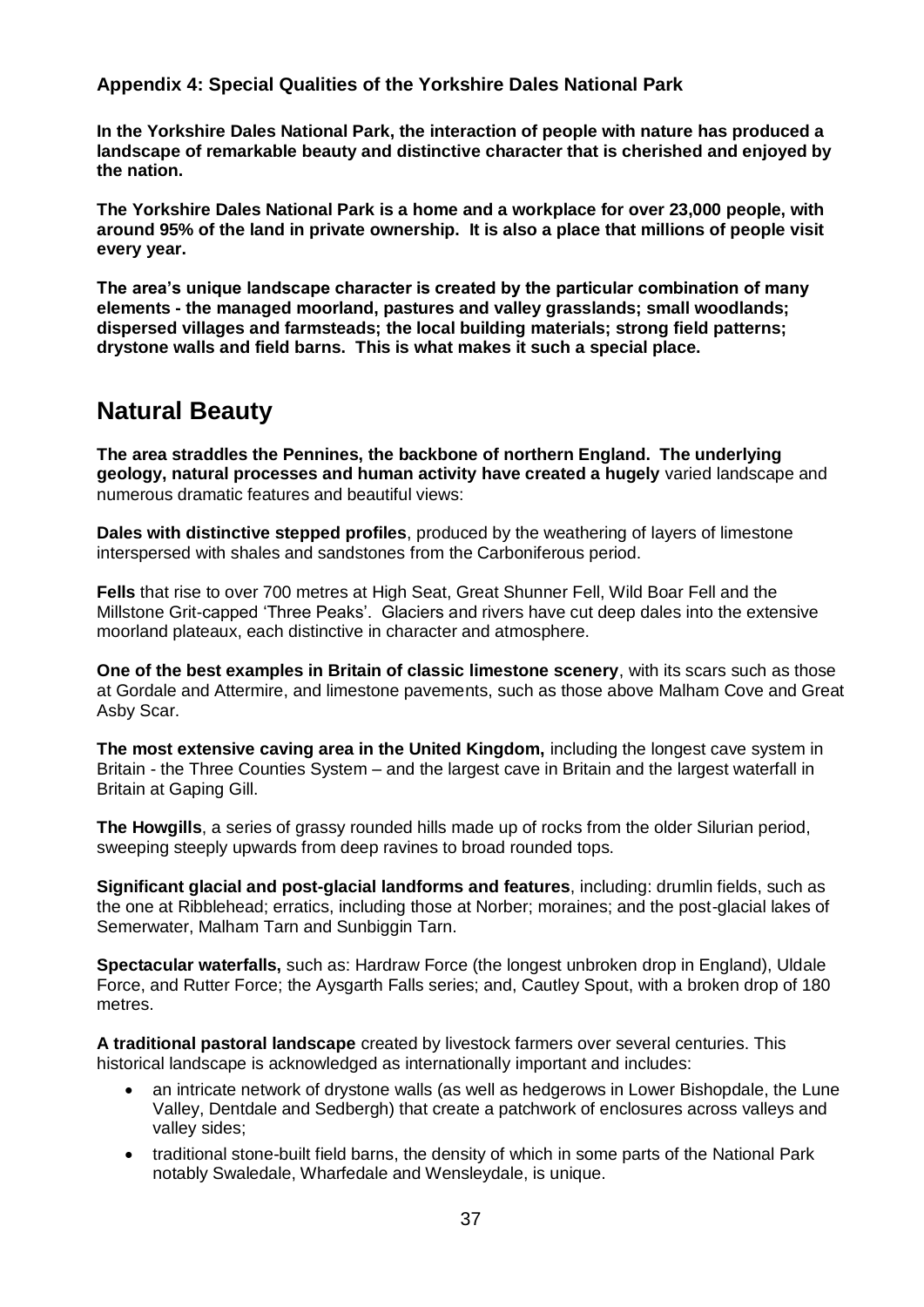**Appendix 4: Special Qualities of the Yorkshire Dales National Park**

**In the Yorkshire Dales National Park, the interaction of people with nature has produced a landscape of remarkable beauty and distinctive character that is cherished and enjoyed by the nation.**

**The Yorkshire Dales National Park is a home and a workplace for over 23,000 people, with around 95% of the land in private ownership. It is also a place that millions of people visit every year.**

**The area's unique landscape character is created by the particular combination of many elements - the managed moorland, pastures and valley grasslands; small woodlands; dispersed villages and farmsteads; the local building materials; strong field patterns; drystone walls and field barns. This is what makes it such a special place.**

## Natural Beauty

**The area straddles the Pennines, the backbone of northern England. The underlying geology, natural processes and human activity have created a hugely** varied landscape and numerous dramatic features and beautiful views:

**Dales with distinctive stepped profiles**, produced by the weathering of layers of limestone interspersed with shales and sandstones from the Carboniferous period.

**Fells** that rise to over 700 metres at High Seat, Great Shunner Fell, Wild Boar Fell and the Millstone Grit-capped 'Three Peaks'. Glaciers and rivers have cut deep dales into the extensive moorland plateaux, each distinctive in character and atmosphere.

**One of the best examples in Britain of classic limestone scenery**, with its scars such as those at Gordale and Attermire, and limestone pavements, such as those above Malham Cove and Great Asby Scar.

**The most extensive caving area in the United Kingdom,** including the longest cave system in Britain - the Three Counties System – and the largest cave in Britain and the largest waterfall in Britain at Gaping Gill.

**The Howgills**, a series of grassy rounded hills made up of rocks from the older Silurian period, sweeping steeply upwards from deep ravines to broad rounded tops.

**Significant glacial and post-glacial landforms and features**, including: drumlin fields, such as the one at Ribblehead; erratics, including those at Norber; moraines; and the post-glacial lakes of Semerwater, Malham Tarn and Sunbiggin Tarn.

**Spectacular waterfalls,** such as: Hardraw Force (the longest unbroken drop in England), Uldale Force, and Rutter Force; the Aysgarth Falls series; and, Cautley Spout, with a broken drop of 180 metres.

**A traditional pastoral landscape** created by livestock farmers over several centuries. This historical landscape is acknowledged as internationally important and includes:

- an intricate network of drystone walls (as well as hedgerows in Lower Bishopdale, the Lune Valley, Dentdale and Sedbergh) that create a patchwork of enclosures across valleys and valley sides;
- traditional stone-built field barns, the density of which in some parts of the National Park notably Swaledale, Wharfedale and Wensleydale, is unique.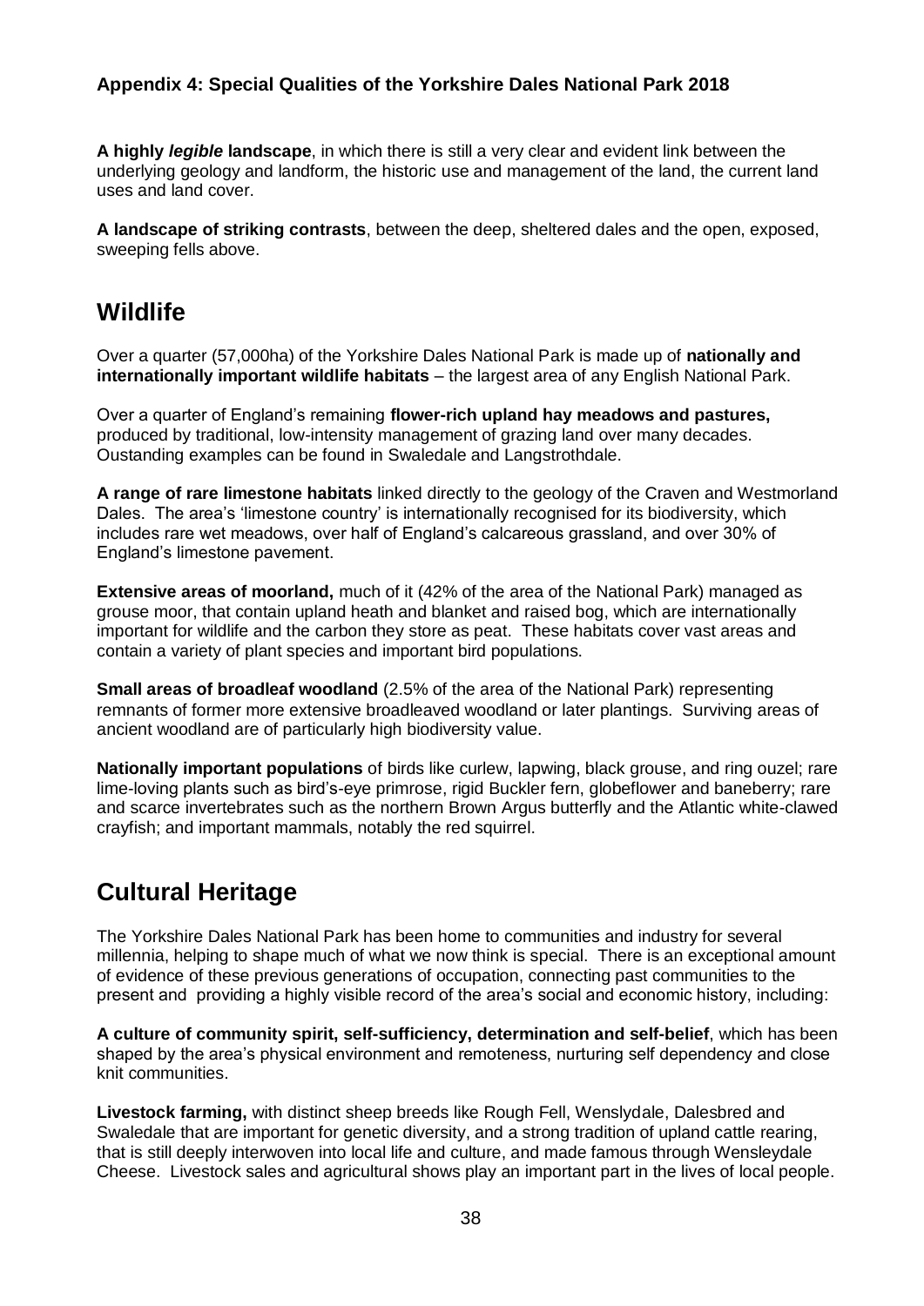### Appendix 4: Special Qualities of the Yorkshire Dales National Park 2018

**A highly *legible* landscape**, in which there is still a very clear and evident link between the underlying geology and landform, the historic use and management of the land, the current land uses and land cover.

**A landscape of striking contrasts**, between the deep, sheltered dales and the open, exposed, sweeping fells above.

## Wildlife

Over a quarter (57,000ha) of the Yorkshire Dales National Park is made up of **nationally and internationally important wildlife habitats** – the largest area of any English National Park.

Over a quarter of England's remaining **flower-rich upland hay meadows and pastures,** produced by traditional, low-intensity management of grazing land over many decades. Oustanding examples can be found in Swaledale and Langstrothdale.

**A range of rare limestone habitats** linked directly to the geology of the Craven and Westmorland Dales. The area's 'limestone country' is internationally recognised for its biodiversity, which includes rare wet meadows, over half of England's calcareous grassland, and over 30% of England's limestone pavement.

**Extensive areas of moorland,** much of it (42% of the area of the National Park) managed as grouse moor, that contain upland heath and blanket and raised bog, which are internationally important for wildlife and the carbon they store as peat. These habitats cover vast areas and contain a variety of plant species and important bird populations.

**Small areas of broadleaf woodland** (2.5% of the area of the National Park) representing remnants of former more extensive broadleaved woodland or later plantings. Surviving areas of ancient woodland are of particularly high biodiversity value.

**Nationally important populations** of birds like curlew, lapwing, black grouse, and ring ouzel; rare lime-loving plants such as bird's-eye primrose, rigid Buckler fern, globeflower and baneberry; rare and scarce invertebrates such as the northern Brown Argus butterfly and the Atlantic white-clawed crayfish; and important mammals, notably the red squirrel.

## Cultural Heritage

The Yorkshire Dales National Park has been home to communities and industry for several millennia, helping to shape much of what we now think is special. There is an exceptional amount of evidence of these previous generations of occupation, connecting past communities to the present and providing a highly visible record of the area's social and economic history, including:

**A culture of community spirit, self-sufficiency, determination and self-belief**, which has been shaped by the area's physical environment and remoteness, nurturing self dependency and close knit communities.

**Livestock farming,** with distinct sheep breeds like Rough Fell, Wenslydale, Dalesbred and Swaledale that are important for genetic diversity, and a strong tradition of upland cattle rearing, that is still deeply interwoven into local life and culture, and made famous through Wensleydale Cheese. Livestock sales and agricultural shows play an important part in the lives of local people.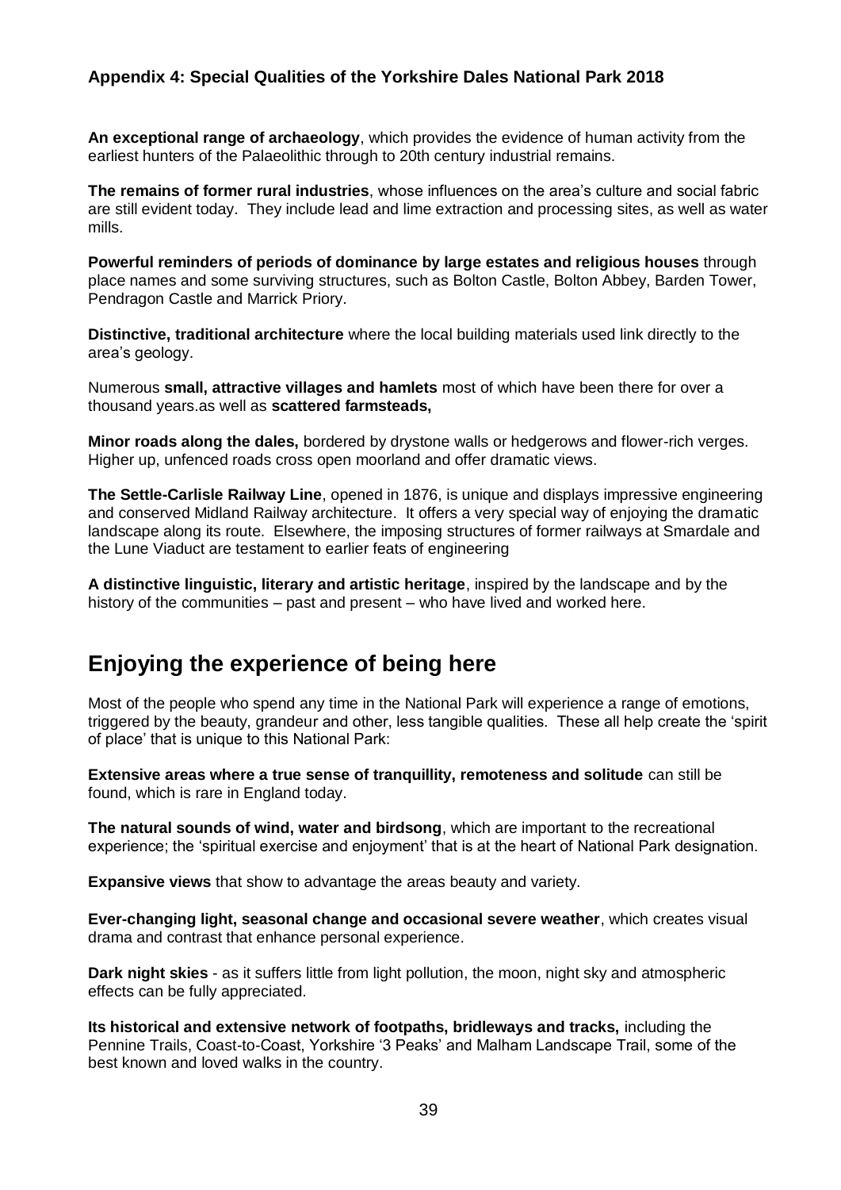### Appendix 4: Special Qualities of the Yorkshire Dales National Park 2018

**An exceptional range of archaeology**, which provides the evidence of human activity from the earliest hunters of the Palaeolithic through to 20th century industrial remains.

**The remains of former rural industries**, whose influences on the area's culture and social fabric are still evident today. They include lead and lime extraction and processing sites, as well as water mills.

**Powerful reminders of periods of dominance by large estates and religious houses** through place names and some surviving structures, such as Bolton Castle, Bolton Abbey, Barden Tower, Pendragon Castle and Marrick Priory.

**Distinctive, traditional architecture** where the local building materials used link directly to the area's geology.

Numerous **small, attractive villages and hamlets** most of which have been there for over a thousand years.as well as **scattered farmsteads,**

**Minor roads along the dales,** bordered by drystone walls or hedgerows and flower-rich verges. Higher up, unfenced roads cross open moorland and offer dramatic views.

**The Settle-Carlisle Railway Line**, opened in 1876, is unique and displays impressive engineering and conserved Midland Railway architecture. It offers a very special way of enjoying the dramatic landscape along its route. Elsewhere, the imposing structures of former railways at Smardale and the Lune Viaduct are testament to earlier feats of engineering

**A distinctive linguistic, literary and artistic heritage**, inspired by the landscape and by the history of the communities – past and present – who have lived and worked here.

## Enjoying the experience of being here

Most of the people who spend any time in the National Park will experience a range of emotions, triggered by the beauty, grandeur and other, less tangible qualities. These all help create the 'spirit of place' that is unique to this National Park:

**Extensive areas where a true sense of tranquillity, remoteness and solitude** can still be found, which is rare in England today.

**The natural sounds of wind, water and birdsong**, which are important to the recreational experience; the 'spiritual exercise and enjoyment' that is at the heart of National Park designation.

**Expansive views** that show to advantage the areas beauty and variety.

**Ever-changing light, seasonal change and occasional severe weather**, which creates visual drama and contrast that enhance personal experience.

**Dark night skies** - as it suffers little from light pollution, the moon, night sky and atmospheric effects can be fully appreciated.

**Its historical and extensive network of footpaths, bridleways and tracks,** including the Pennine Trails, Coast-to-Coast, Yorkshire '3 Peaks' and Malham Landscape Trail, some of the best known and loved walks in the country.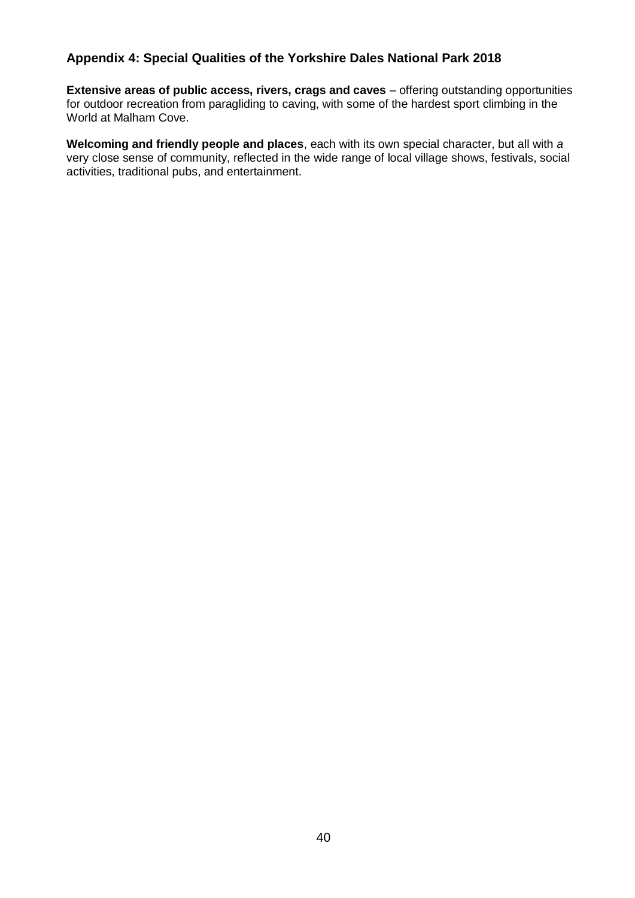## Appendix 4: Special Qualities of the Yorkshire Dales National Park 2018

**Extensive areas of public access, rivers, crags and caves** – offering outstanding opportunities for outdoor recreation from paragliding to caving, with some of the hardest sport climbing in the World at Malham Cove.

**Welcoming and friendly people and places**, each with its own special character, but all with *a* very close sense of community, reflected in the wide range of local village shows, festivals, social activities, traditional pubs, and entertainment.